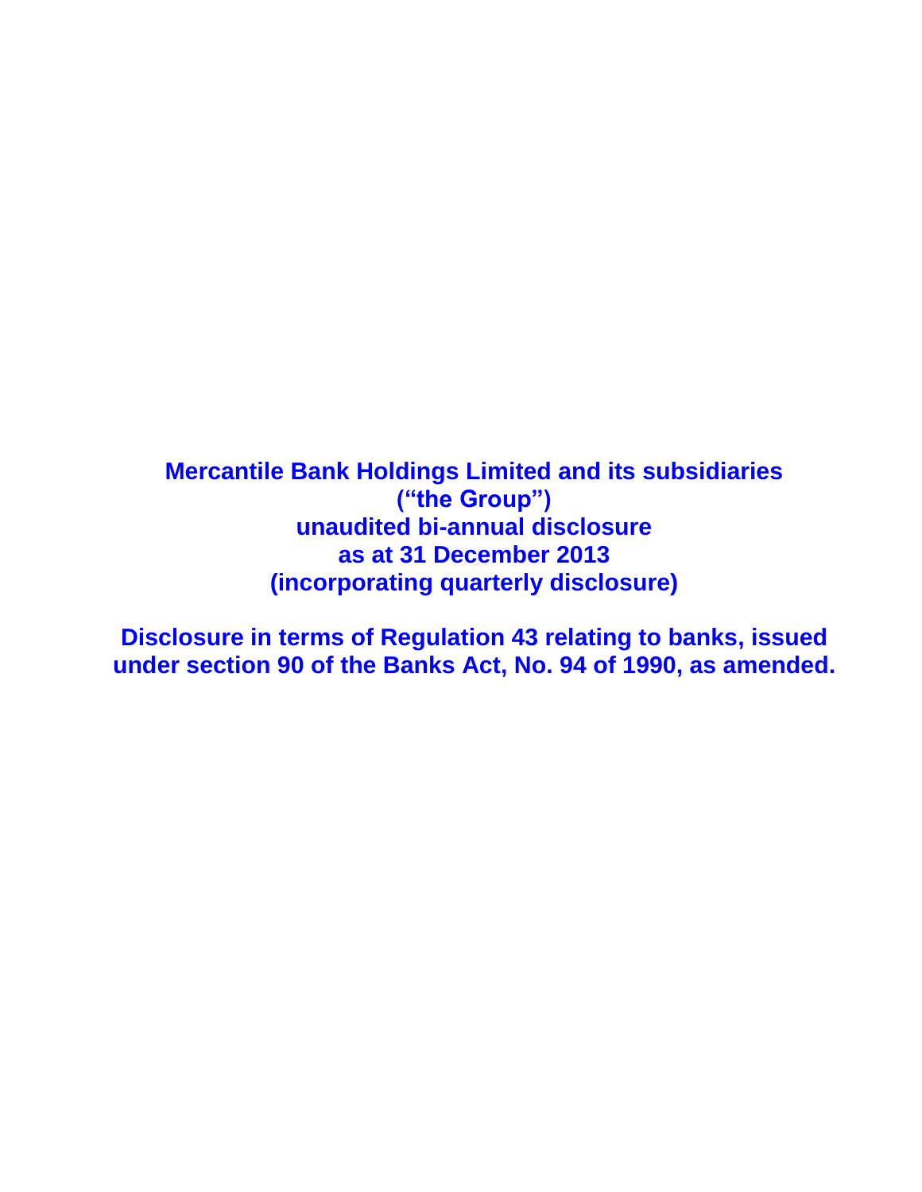**Mercantile Bank Holdings Limited and its subsidiaries**
**(“the Group”)**
**unaudited bi-annual disclosure**
**as at 31 December 2013**
**(incorporating quarterly disclosure)**

**Disclosure in terms of Regulation 43 relating to banks, issued under section 90 of the Banks Act, No. 94 of 1990, as amended.**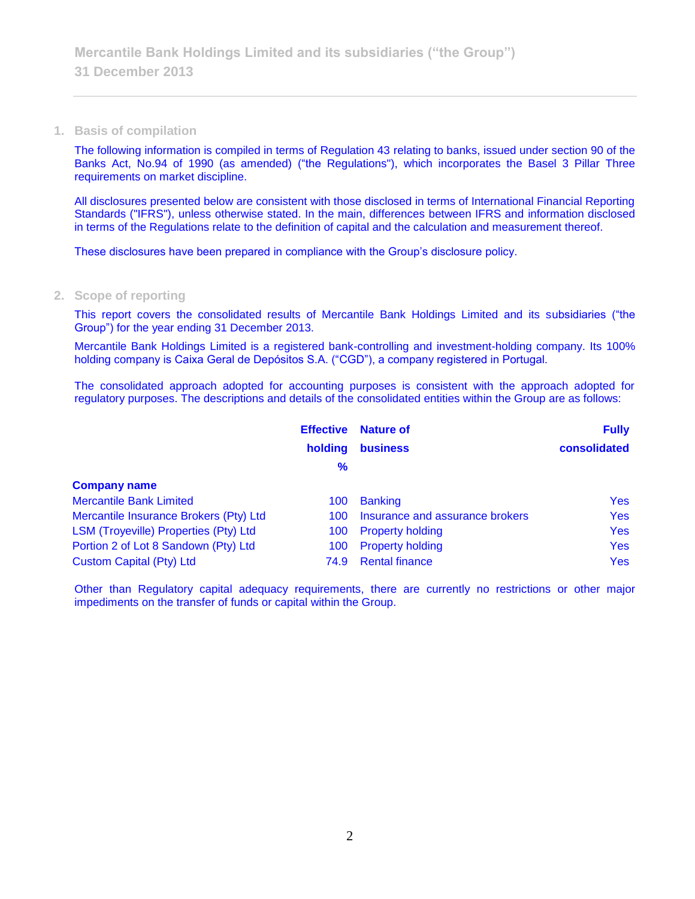## 1. Basis of compilation

The following information is compiled in terms of Regulation 43 relating to banks, issued under section 90 of the Banks Act, No.94 of 1990 (as amended) ("the Regulations"), which incorporates the Basel 3 Pillar Three requirements on market discipline.

All disclosures presented below are consistent with those disclosed in terms of International Financial Reporting Standards ("IFRS"), unless otherwise stated. In the main, differences between IFRS and information disclosed in terms of the Regulations relate to the definition of capital and the calculation and measurement thereof.

These disclosures have been prepared in compliance with the Group's disclosure policy.

## 2. Scope of reporting

This report covers the consolidated results of Mercantile Bank Holdings Limited and its subsidiaries ("the Group") for the year ending 31 December 2013.

Mercantile Bank Holdings Limited is a registered bank-controlling and investment-holding company. Its 100% holding company is Caixa Geral de Depósitos S.A. ("CGD"), a company registered in Portugal.

The consolidated approach adopted for accounting purposes is consistent with the approach adopted for regulatory purposes. The descriptions and details of the consolidated entities within the Group are as follows:

| Company name | Effective holding % | Nature of business | Fully consolidated |
|---|---|---|---|
| Mercantile Bank Limited | 100 | Banking | Yes |
| Mercantile Insurance Brokers (Pty) Ltd | 100 | Insurance and assurance brokers | Yes |
| LSM (Troyeville) Properties (Pty) Ltd | 100 | Property holding | Yes |
| Portion 2 of Lot 8 Sandown (Pty) Ltd | 100 | Property holding | Yes |
| Custom Capital (Pty) Ltd | 74.9 | Rental finance | Yes |

Other than Regulatory capital adequacy requirements, there are currently no restrictions or other major impediments on the transfer of funds or capital within the Group.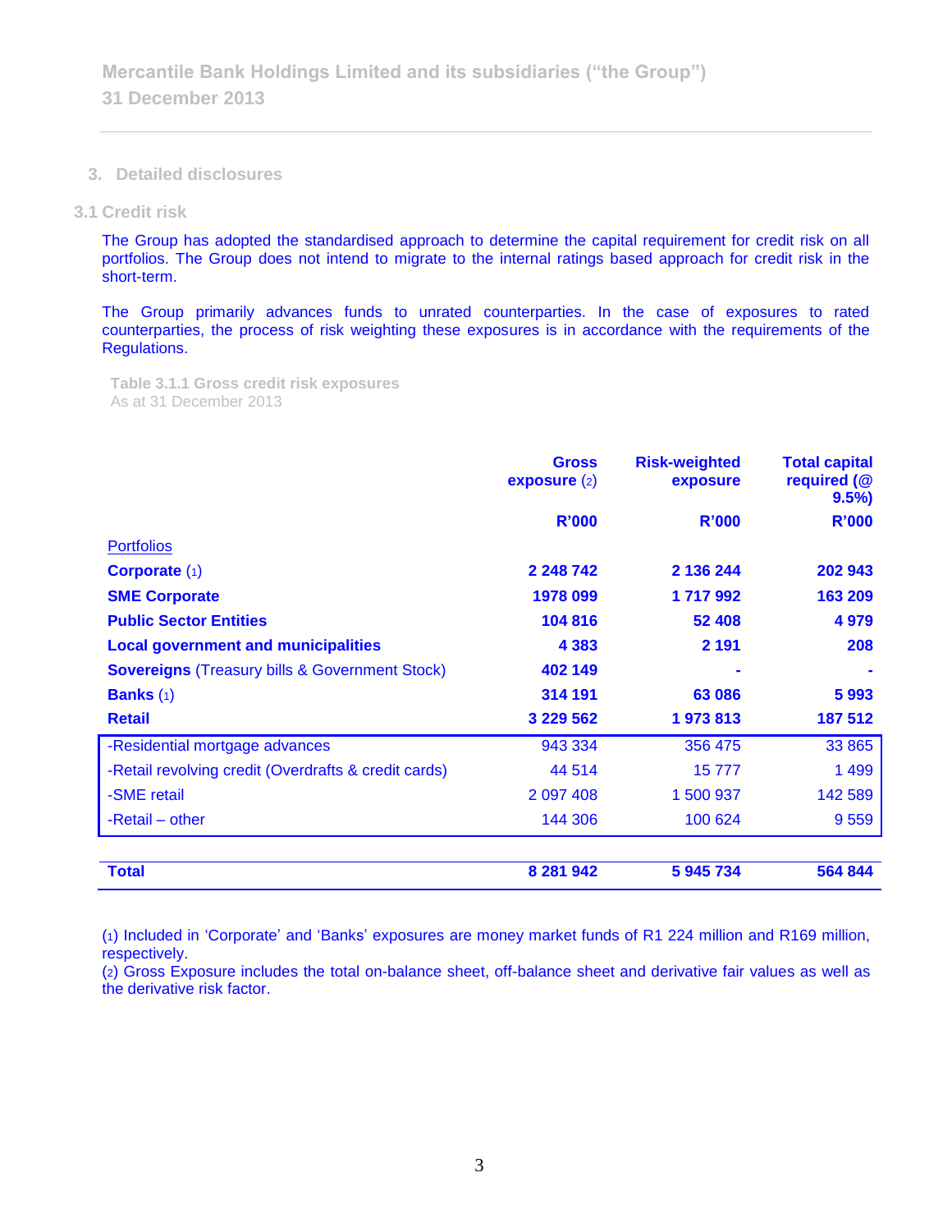## 3. Detailed disclosures

### 3.1 Credit risk

The Group has adopted the standardised approach to determine the capital requirement for credit risk on all portfolios. The Group does not intend to migrate to the internal ratings based approach for credit risk in the short-term.

The Group primarily advances funds to unrated counterparties. In the case of exposures to rated counterparties, the process of risk weighting these exposures is in accordance with the requirements of the Regulations.

**Table 3.1.1 Gross credit risk exposures**
As at 31 December 2013

| | **Gross exposure** (2) | **Risk-weighted exposure** | **Total capital required (@ 9.5%)** |
|---|---|---|---|
| | **R'000** | **R'000** | **R'000** |
| Portfolios | | | |
| **Corporate** (1) | **2 248 742** | **2 136 244** | **202 943** |
| **SME Corporate** | **1978 099** | **1 717 992** | **163 209** |
| **Public Sector Entities** | **104 816** | **52 408** | **4 979** |
| **Local government and municipalities** | **4 383** | **2 191** | **208** |
| **Sovereigns** (Treasury bills & Government Stock) | **402 149** | **-** | **-** |
| **Banks** (1) | **314 191** | **63 086** | **5 993** |
| **Retail** | **3 229 562** | **1 973 813** | **187 512** |
| -Residential mortgage advances | 943 334 | 356 475 | 33 865 |
| -Retail revolving credit (Overdrafts & credit cards) | 44 514 | 15 777 | 1 499 |
| -SME retail | 2 097 408 | 1 500 937 | 142 589 |
| -Retail – other | 144 306 | 100 624 | 9 559 |
| **Total** | **8 281 942** | **5 945 734** | **564 844** |

(1) Included in 'Corporate' and 'Banks' exposures are money market funds of R1 224 million and R169 million, respectively.
(2) Gross Exposure includes the total on-balance sheet, off-balance sheet and derivative fair values as well as the derivative risk factor.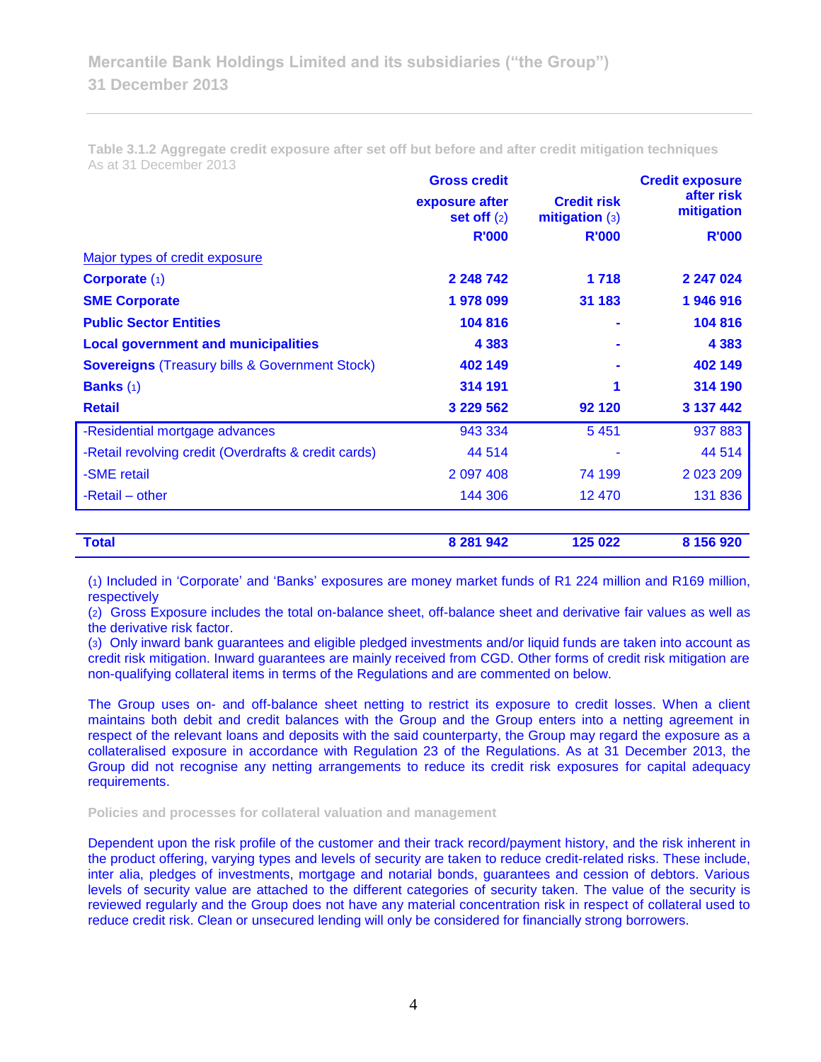**Table 3.1.2 Aggregate credit exposure after set off but before and after credit mitigation techniques**
As at 31 December 2013

| | Gross credit exposure after set off (2) R'000 | Credit risk mitigation (3) R'000 | Credit exposure after risk mitigation R'000 |
|---|---|---|---|
| Major types of credit exposure | | | |
| **Corporate** (1) | **2 248 742** | **1 718** | **2 247 024** |
| **SME Corporate** | **1 978 099** | **31 183** | **1 946 916** |
| **Public Sector Entities** | **104 816** | **-** | **104 816** |
| **Local government and municipalities** | **4 383** | **-** | **4 383** |
| **Sovereigns** (Treasury bills & Government Stock) | **402 149** | **-** | **402 149** |
| **Banks** (1) | **314 191** | **1** | **314 190** |
| **Retail** | **3 229 562** | **92 120** | **3 137 442** |
| -Residential mortgage advances | 943 334 | 5 451 | 937 883 |
| -Retail revolving credit (Overdrafts & credit cards) | 44 514 | - | 44 514 |
| -SME retail | 2 097 408 | 74 199 | 2 023 209 |
| -Retail – other | 144 306 | 12 470 | 131 836 |
| **Total** | **8 281 942** | **125 022** | **8 156 920** |

(1) Included in 'Corporate' and 'Banks' exposures are money market funds of R1 224 million and R169 million, respectively

(2) Gross Exposure includes the total on-balance sheet, off-balance sheet and derivative fair values as well as the derivative risk factor.

(3) Only inward bank guarantees and eligible pledged investments and/or liquid funds are taken into account as credit risk mitigation. Inward guarantees are mainly received from CGD. Other forms of credit risk mitigation are non-qualifying collateral items in terms of the Regulations and are commented on below.

The Group uses on- and off-balance sheet netting to restrict its exposure to credit losses. When a client maintains both debit and credit balances with the Group and the Group enters into a netting agreement in respect of the relevant loans and deposits with the said counterparty, the Group may regard the exposure as a collateralised exposure in accordance with Regulation 23 of the Regulations. As at 31 December 2013, the Group did not recognise any netting arrangements to reduce its credit risk exposures for capital adequacy requirements.

**Policies and processes for collateral valuation and management**

Dependent upon the risk profile of the customer and their track record/payment history, and the risk inherent in the product offering, varying types and levels of security are taken to reduce credit-related risks. These include, inter alia, pledges of investments, mortgage and notarial bonds, guarantees and cession of debtors. Various levels of security value are attached to the different categories of security taken. The value of the security is reviewed regularly and the Group does not have any material concentration risk in respect of collateral used to reduce credit risk. Clean or unsecured lending will only be considered for financially strong borrowers.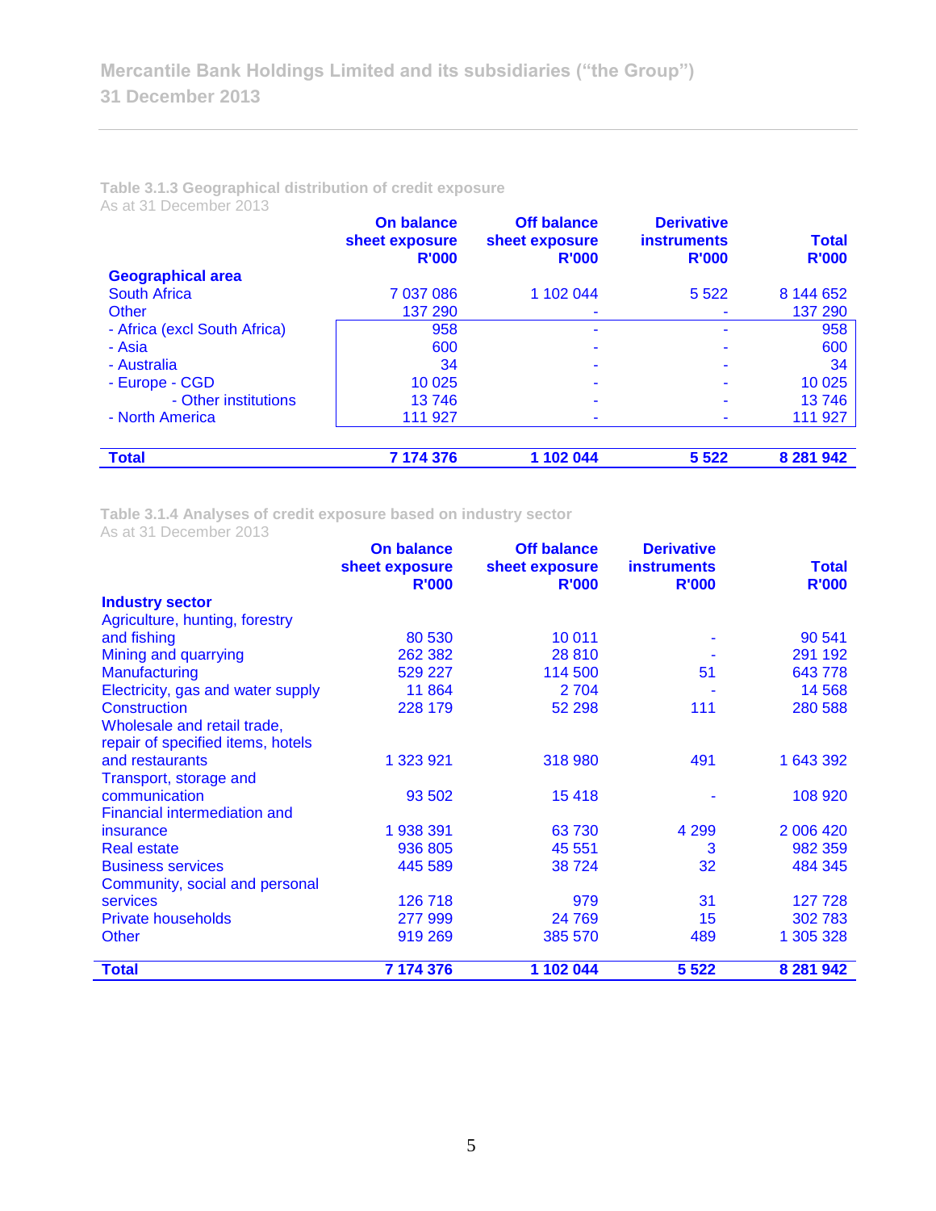#### Table 3.1.3 Geographical distribution of credit exposure
As at 31 December 2013

| | On balance sheet exposure R'000 | Off balance sheet exposure R'000 | Derivative instruments R'000 | Total R'000 |
|---|---|---|---|---|
| **Geographical area** | | | | |
| South Africa | 7 037 086 | 1 102 044 | 5 522 | 8 144 652 |
| Other | 137 290 | - | - | 137 290 |
| - Africa (excl South Africa) | 958 | - | - | 958 |
| - Asia | 600 | - | - | 600 |
| - Australia | 34 | - | - | 34 |
| - Europe - CGD | 10 025 | - | - | 10 025 |
| - Other institutions | 13 746 | - | - | 13 746 |
| - North America | 111 927 | - | - | 111 927 |
| **Total** | **7 174 376** | **1 102 044** | **5 522** | **8 281 942** |

#### Table 3.1.4 Analyses of credit exposure based on industry sector
As at 31 December 2013

| | On balance sheet exposure R'000 | Off balance sheet exposure R'000 | Derivative instruments R'000 | Total R'000 |
|---|---|---|---|---|
| **Industry sector** | | | | |
| Agriculture, hunting, forestry and fishing | 80 530 | 10 011 | - | 90 541 |
| Mining and quarrying | 262 382 | 28 810 | - | 291 192 |
| Manufacturing | 529 227 | 114 500 | 51 | 643 778 |
| Electricity, gas and water supply | 11 864 | 2 704 | - | 14 568 |
| Construction | 228 179 | 52 298 | 111 | 280 588 |
| Wholesale and retail trade, repair of specified items, hotels and restaurants | 1 323 921 | 318 980 | 491 | 1 643 392 |
| Transport, storage and communication | 93 502 | 15 418 | - | 108 920 |
| Financial intermediation and insurance | 1 938 391 | 63 730 | 4 299 | 2 006 420 |
| Real estate | 936 805 | 45 551 | 3 | 982 359 |
| Business services | 445 589 | 38 724 | 32 | 484 345 |
| Community, social and personal services | 126 718 | 979 | 31 | 127 728 |
| Private households | 277 999 | 24 769 | 15 | 302 783 |
| Other | 919 269 | 385 570 | 489 | 1 305 328 |
| **Total** | **7 174 376** | **1 102 044** | **5 522** | **8 281 942** |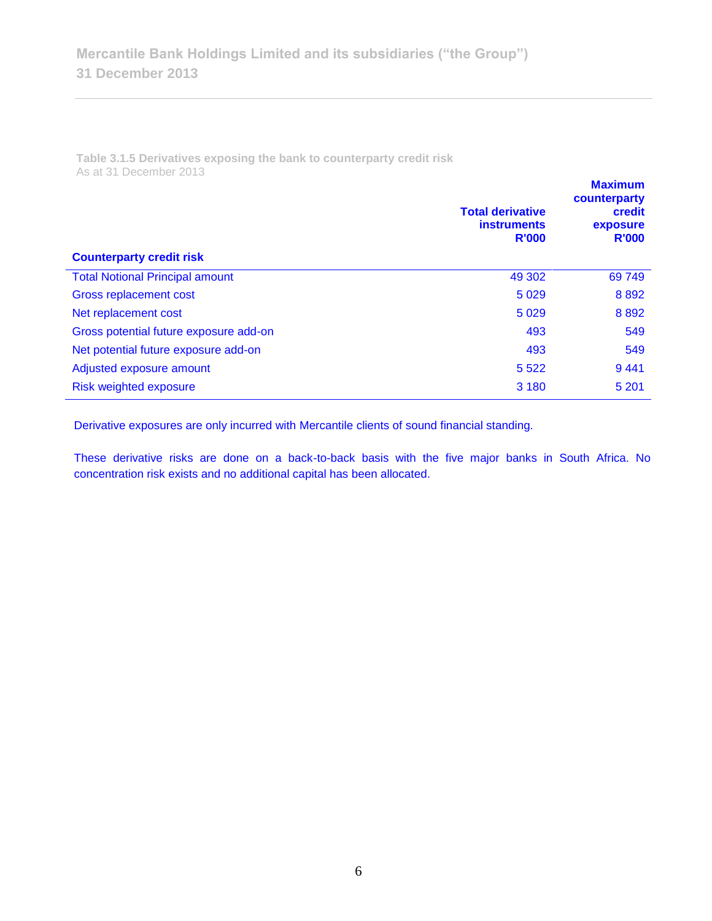**Table 3.1.5 Derivatives exposing the bank to counterparty credit risk**
As at 31 December 2013

| Counterparty credit risk | Total derivative instruments R'000 | Maximum counterparty credit exposure R'000 |
|---|---|---|
| Total Notional Principal amount | 49 302 | 69 749 |
| Gross replacement cost | 5 029 | 8 892 |
| Net replacement cost | 5 029 | 8 892 |
| Gross potential future exposure add-on | 493 | 549 |
| Net potential future exposure add-on | 493 | 549 |
| Adjusted exposure amount | 5 522 | 9 441 |
| Risk weighted exposure | 3 180 | 5 201 |

Derivative exposures are only incurred with Mercantile clients of sound financial standing.

These derivative risks are done on a back-to-back basis with the five major banks in South Africa. No concentration risk exists and no additional capital has been allocated.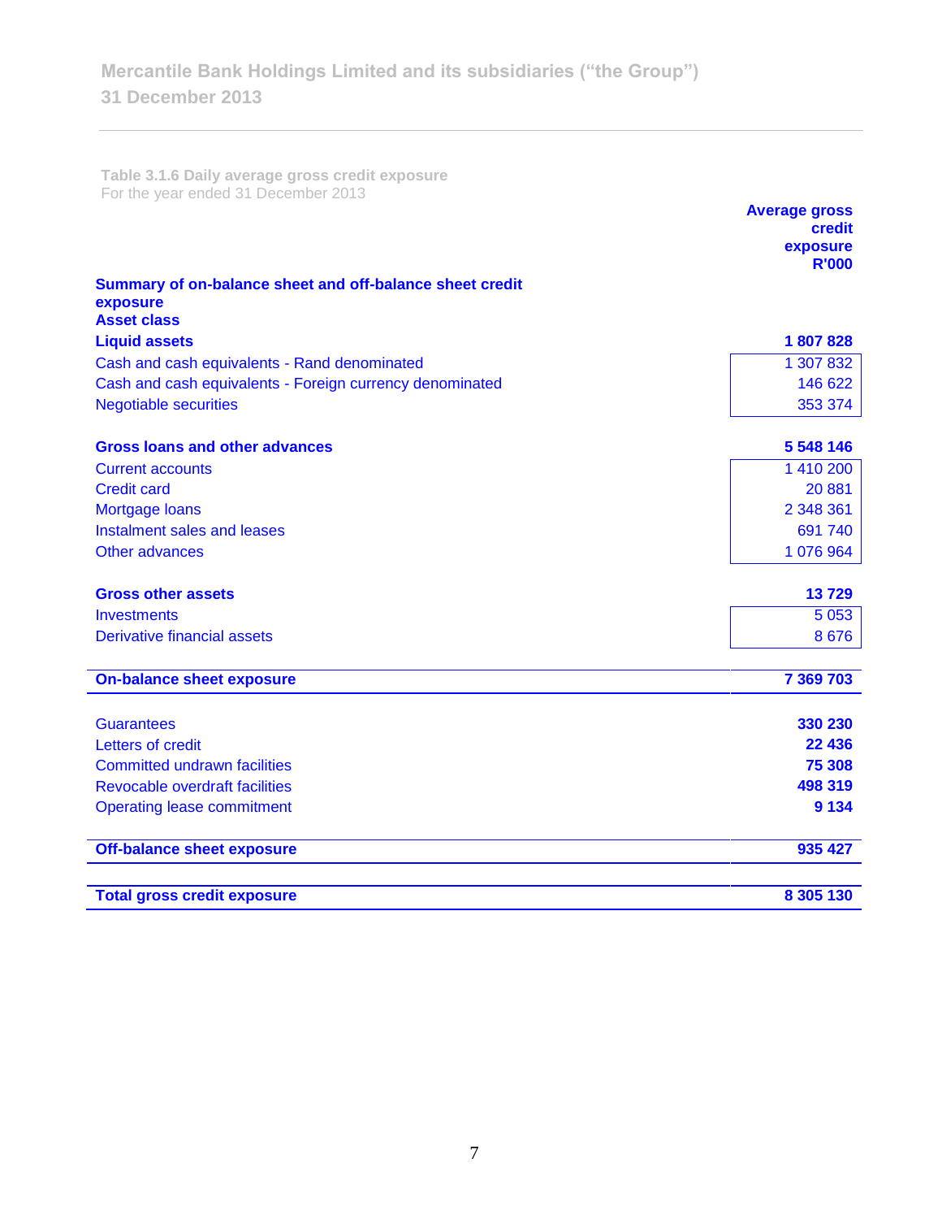**Table 3.1.6 Daily average gross credit exposure**
For the year ended 31 December 2013

| Summary of on-balance sheet and off-balance sheet credit exposure<br>Asset class | Average gross credit exposure<br>R'000 |
|---|---|
| **Liquid assets** | **1 807 828** |
| Cash and cash equivalents - Rand denominated | 1 307 832 |
| Cash and cash equivalents - Foreign currency denominated | 146 622 |
| Negotiable securities | 353 374 |
| | |
| **Gross loans and other advances** | **5 548 146** |
| Current accounts | 1 410 200 |
| Credit card | 20 881 |
| Mortgage loans | 2 348 361 |
| Instalment sales and leases | 691 740 |
| Other advances | 1 076 964 |
| | |
| **Gross other assets** | **13 729** |
| Investments | 5 053 |
| Derivative financial assets | 8 676 |
| | |
| **On-balance sheet exposure** | **7 369 703** |
| | |
| Guarantees | **330 230** |
| Letters of credit | **22 436** |
| Committed undrawn facilities | **75 308** |
| Revocable overdraft facilities | **498 319** |
| Operating lease commitment | **9 134** |
| | |
| **Off-balance sheet exposure** | **935 427** |
| | |
| **Total gross credit exposure** | **8 305 130** |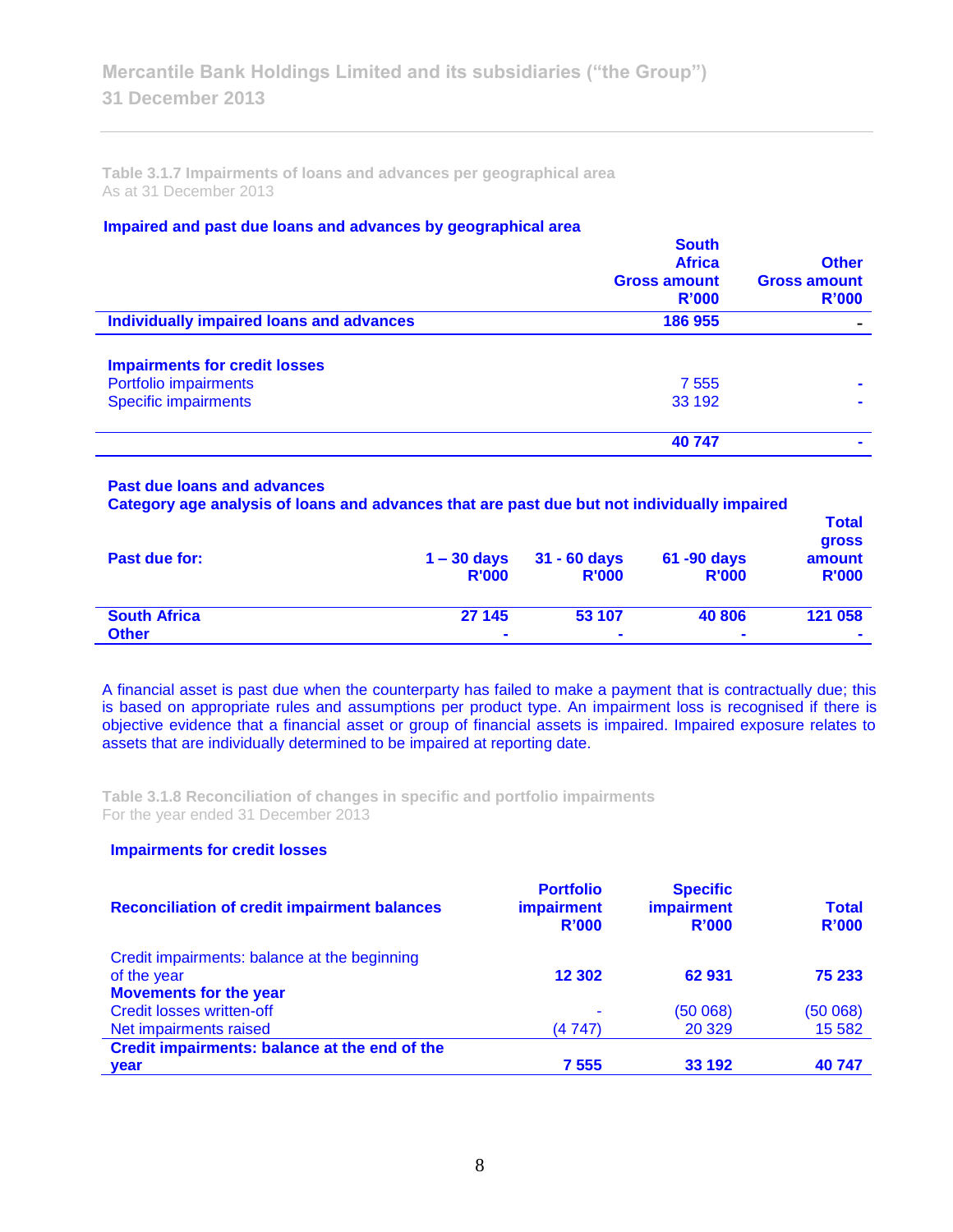**Table 3.1.7 Impairments of loans and advances per geographical area**
As at 31 December 2013

### Impaired and past due loans and advances by geographical area

| | South Africa Gross amount R'000 | Other Gross amount R'000 |
|---|---|---|
| **Individually impaired loans and advances** | **186 955** | **-** |
| | | |
| **Impairments for credit losses** | | |
| Portfolio impairments | 7 555 | - |
| Specific impairments | 33 192 | - |
| | **40 747** | **-** |

**Past due loans and advances**
**Category age analysis of loans and advances that are past due but not individually impaired**

| Past due for: | 1 – 30 days R'000 | 31 - 60 days R'000 | 61 -90 days R'000 | Total gross amount R'000 |
|---|---|---|---|---|
| **South Africa** | **27 145** | **53 107** | **40 806** | **121 058** |
| **Other** | **-** | **-** | **-** | **-** |

A financial asset is past due when the counterparty has failed to make a payment that is contractually due; this is based on appropriate rules and assumptions per product type. An impairment loss is recognised if there is objective evidence that a financial asset or group of financial assets is impaired. Impaired exposure relates to assets that are individually determined to be impaired at reporting date.

**Table 3.1.8 Reconciliation of changes in specific and portfolio impairments**
For the year ended 31 December 2013

### Impairments for credit losses

| Reconciliation of credit impairment balances | Portfolio impairment R'000 | Specific impairment R'000 | Total R'000 |
|---|---|---|---|
| Credit impairments: balance at the beginning of the year | **12 302** | **62 931** | **75 233** |
| **Movements for the year** | | | |
| Credit losses written-off | - | (50 068) | (50 068) |
| Net impairments raised | (4 747) | 20 329 | 15 582 |
| **Credit impairments: balance at the end of the year** | **7 555** | **33 192** | **40 747** |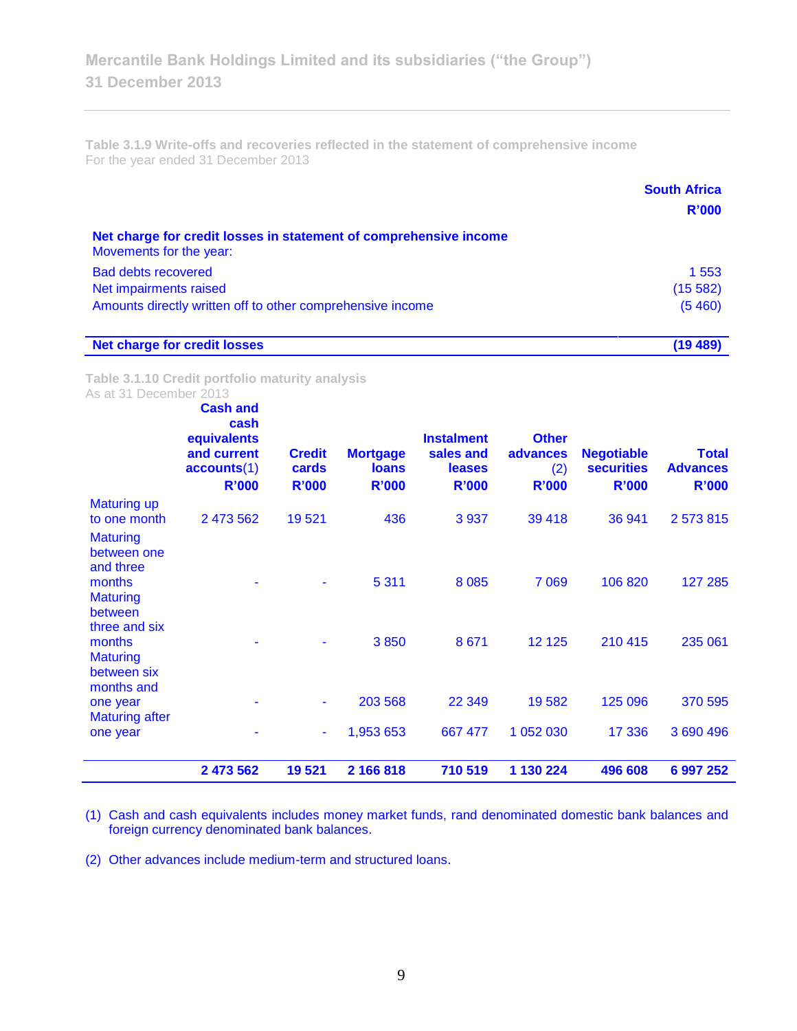**Table 3.1.9 Write-offs and recoveries reflected in the statement of comprehensive income**
For the year ended 31 December 2013

| | South Africa R'000 |
|---|---|
| **Net charge for credit losses in statement of comprehensive income** | |
| Movements for the year: | |
| Bad debts recovered | 1 553 |
| Net impairments raised | (15 582) |
| Amounts directly written off to other comprehensive income | (5 460) |
| **Net charge for credit losses** | **(19 489)** |

**Table 3.1.10 Credit portfolio maturity analysis**
As at 31 December 2013

| | Cash and cash equivalents and current accounts(1) R'000 | Credit cards R'000 | Mortgage loans R'000 | Instalment sales and leases R'000 | Other advances (2) R'000 | Negotiable securities R'000 | Total Advances R'000 |
|---|---|---|---|---|---|---|---|
| Maturing up to one month | 2 473 562 | 19 521 | 436 | 3 937 | 39 418 | 36 941 | 2 573 815 |
| Maturing between one and three months | - | - | 5 311 | 8 085 | 7 069 | 106 820 | 127 285 |
| Maturing between three and six months | - | - | 3 850 | 8 671 | 12 125 | 210 415 | 235 061 |
| Maturing between six months and one year | - | - | 203 568 | 22 349 | 19 582 | 125 096 | 370 595 |
| Maturing after one year | - | - | 1,953 653 | 667 477 | 1 052 030 | 17 336 | 3 690 496 |
| | **2 473 562** | **19 521** | **2 166 818** | **710 519** | **1 130 224** | **496 608** | **6 997 252** |

(1) Cash and cash equivalents includes money market funds, rand denominated domestic bank balances and foreign currency denominated bank balances.

(2) Other advances include medium-term and structured loans.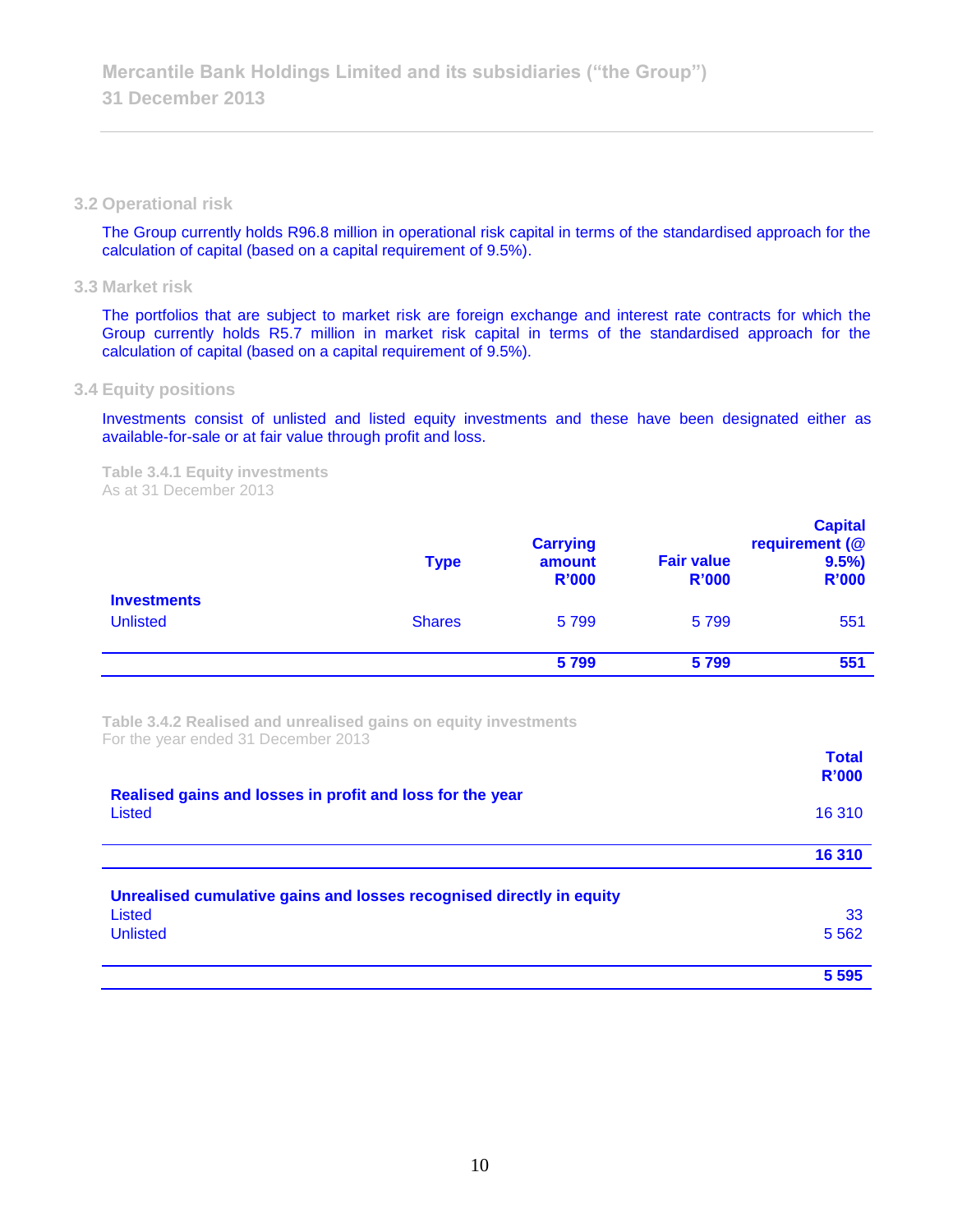## 3.2 Operational risk

The Group currently holds R96.8 million in operational risk capital in terms of the standardised approach for the calculation of capital (based on a capital requirement of 9.5%).

## 3.3 Market risk

The portfolios that are subject to market risk are foreign exchange and interest rate contracts for which the Group currently holds R5.7 million in market risk capital in terms of the standardised approach for the calculation of capital (based on a capital requirement of 9.5%).

## 3.4 Equity positions

Investments consist of unlisted and listed equity investments and these have been designated either as available-for-sale or at fair value through profit and loss.

**Table 3.4.1 Equity investments**
As at 31 December 2013

| | Type | Carrying amount R'000 | Fair value R'000 | Capital requirement (@ 9.5%) R'000 |
|---|---|---|---|---|
| **Investments** | | | | |
| Unlisted | Shares | 5 799 | 5 799 | 551 |
| | | **5 799** | **5 799** | **551** |

**Table 3.4.2 Realised and unrealised gains on equity investments**
For the year ended 31 December 2013

| | Total R'000 |
|---|---|
| **Realised gains and losses in profit and loss for the year** | |
| Listed | 16 310 |
| | **16 310** |
| **Unrealised cumulative gains and losses recognised directly in equity** | |
| Listed | 33 |
| Unlisted | 5 562 |
| | **5 595** |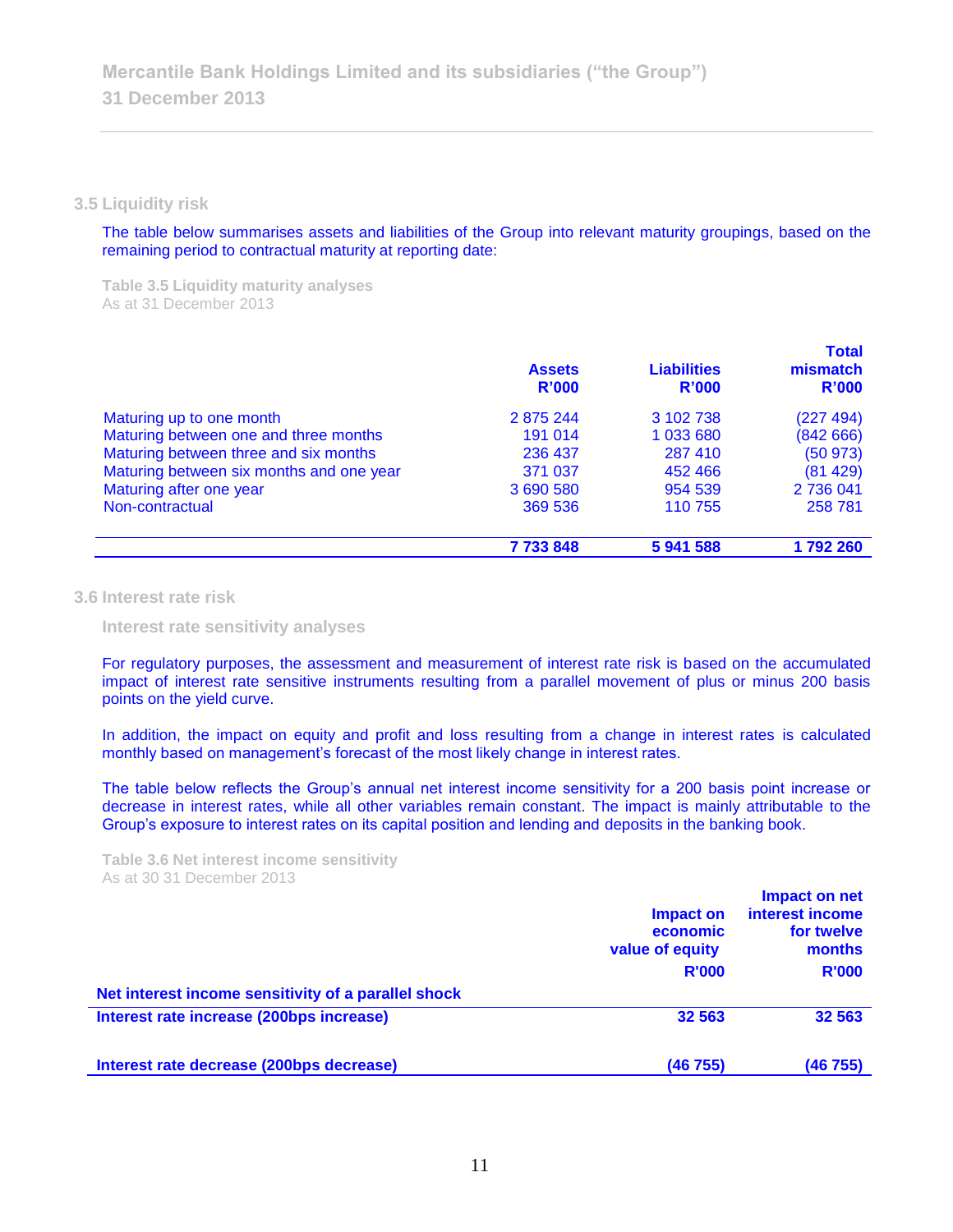## 3.5 Liquidity risk

The table below summarises assets and liabilities of the Group into relevant maturity groupings, based on the remaining period to contractual maturity at reporting date:

**Table 3.5 Liquidity maturity analyses**
As at 31 December 2013

| | Assets R'000 | Liabilities R'000 | Total mismatch R'000 |
|---|---|---|---|
| Maturing up to one month | 2 875 244 | 3 102 738 | (227 494) |
| Maturing between one and three months | 191 014 | 1 033 680 | (842 666) |
| Maturing between three and six months | 236 437 | 287 410 | (50 973) |
| Maturing between six months and one year | 371 037 | 452 466 | (81 429) |
| Maturing after one year | 3 690 580 | 954 539 | 2 736 041 |
| Non-contractual | 369 536 | 110 755 | 258 781 |
| | **7 733 848** | **5 941 588** | **1 792 260** |

## 3.6 Interest rate risk

### Interest rate sensitivity analyses

For regulatory purposes, the assessment and measurement of interest rate risk is based on the accumulated impact of interest rate sensitive instruments resulting from a parallel movement of plus or minus 200 basis points on the yield curve.

In addition, the impact on equity and profit and loss resulting from a change in interest rates is calculated monthly based on management's forecast of the most likely change in interest rates.

The table below reflects the Group's annual net interest income sensitivity for a 200 basis point increase or decrease in interest rates, while all other variables remain constant. The impact is mainly attributable to the Group's exposure to interest rates on its capital position and lending and deposits in the banking book.

**Table 3.6 Net interest income sensitivity**
As at 30 31 December 2013

| | Impact on economic value of equity R'000 | Impact on net interest income for twelve months R'000 |
|---|---|---|
| **Net interest income sensitivity of a parallel shock** | | |
| **Interest rate increase (200bps increase)** | **32 563** | **32 563** |
| **Interest rate decrease (200bps decrease)** | **(46 755)** | **(46 755)** |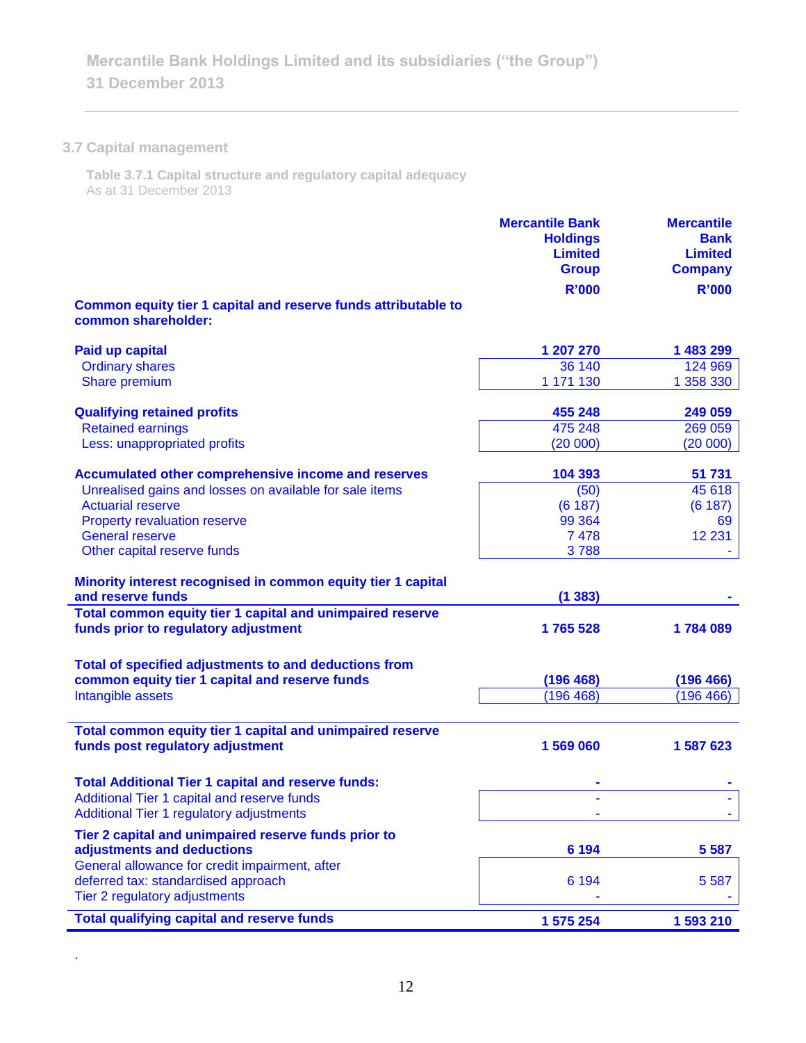## 3.7 Capital management

**Table 3.7.1 Capital structure and regulatory capital adequacy**
As at 31 December 2013

| | Mercantile Bank Holdings Limited Group R'000 | Mercantile Bank Limited Company R'000 |
|---|---|---|
| **Common equity tier 1 capital and reserve funds attributable to common shareholder:** | | |
| **Paid up capital** | **1 207 270** | **1 483 299** |
| Ordinary shares | 36 140 | 124 969 |
| Share premium | 1 171 130 | 1 358 330 |
| **Qualifying retained profits** | **455 248** | **249 059** |
| Retained earnings | 475 248 | 269 059 |
| Less: unappropriated profits | (20 000) | (20 000) |
| **Accumulated other comprehensive income and reserves** | **104 393** | **51 731** |
| Unrealised gains and losses on available for sale items | (50) | 45 618 |
| Actuarial reserve | (6 187) | (6 187) |
| Property revaluation reserve | 99 364 | 69 |
| General reserve | 7 478 | 12 231 |
| Other capital reserve funds | 3 788 | - |
| **Minority interest recognised in common equity tier 1 capital and reserve funds** | **(1 383)** | **-** |
| **Total common equity tier 1 capital and unimpaired reserve funds prior to regulatory adjustment** | **1 765 528** | **1 784 089** |
| **Total of specified adjustments to and deductions from common equity tier 1 capital and reserve funds** | **(196 468)** | **(196 466)** |
| Intangible assets | (196 468) | (196 466) |
| **Total common equity tier 1 capital and unimpaired reserve funds post regulatory adjustment** | **1 569 060** | **1 587 623** |
| **Total Additional Tier 1 capital and reserve funds:** | **-** | **-** |
| Additional Tier 1 capital and reserve funds | - | - |
| Additional Tier 1 regulatory adjustments | - | - |
| **Tier 2 capital and unimpaired reserve funds prior to adjustments and deductions** | **6 194** | **5 587** |
| General allowance for credit impairment, after deferred tax: standardised approach | 6 194 | 5 587 |
| Tier 2 regulatory adjustments | - | - |
| **Total qualifying capital and reserve funds** | **1 575 254** | **1 593 210** |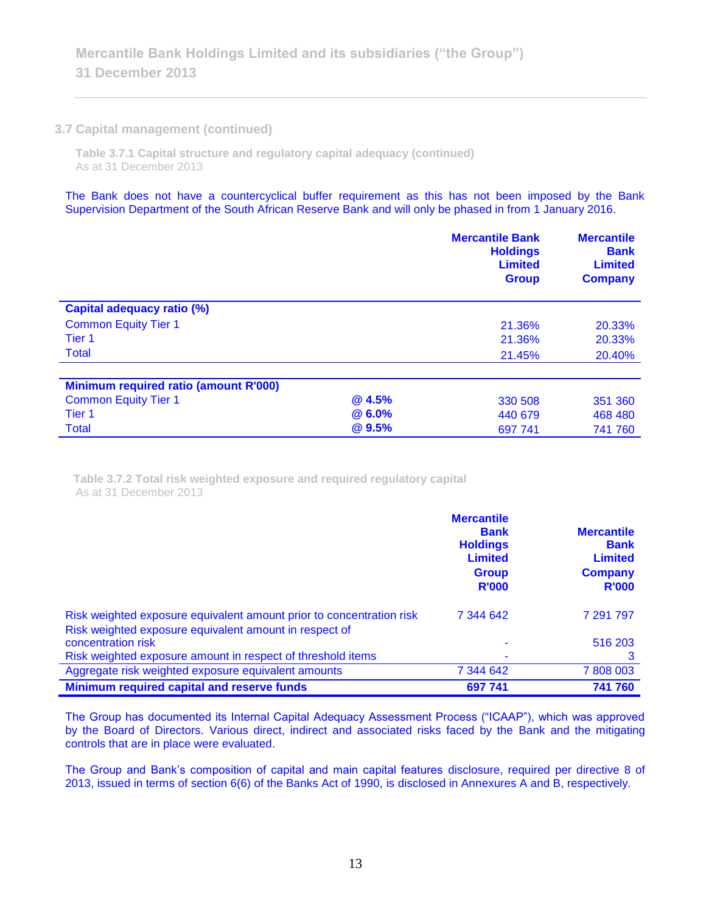## 3.7 Capital management (continued)

**Table 3.7.1 Capital structure and regulatory capital adequacy (continued)**
As at 31 December 2013

The Bank does not have a countercyclical buffer requirement as this has not been imposed by the Bank Supervision Department of the South African Reserve Bank and will only be phased in from 1 January 2016.

| | | Mercantile Bank Holdings Limited Group | Mercantile Bank Limited Company |
|---|---|---|---|
| **Capital adequacy ratio (%)** | | | |
| Common Equity Tier 1 | | 21.36% | 20.33% |
| Tier 1 | | 21.36% | 20.33% |
| Total | | 21.45% | 20.40% |
| **Minimum required ratio (amount R'000)** | | | |
| Common Equity Tier 1 | **@ 4.5%** | 330 508 | 351 360 |
| Tier 1 | **@ 6.0%** | 440 679 | 468 480 |
| Total | **@ 9.5%** | 697 741 | 741 760 |

**Table 3.7.2 Total risk weighted exposure and required regulatory capital**
As at 31 December 2013

| | Mercantile Bank Holdings Limited Group R'000 | Mercantile Bank Limited Company R'000 |
|---|---|---|
| Risk weighted exposure equivalent amount prior to concentration risk | 7 344 642 | 7 291 797 |
| Risk weighted exposure equivalent amount in respect of concentration risk | - | 516 203 |
| Risk weighted exposure amount in respect of threshold items | - | 3 |
| Aggregate risk weighted exposure equivalent amounts | 7 344 642 | 7 808 003 |
| **Minimum required capital and reserve funds** | **697 741** | **741 760** |

The Group has documented its Internal Capital Adequacy Assessment Process ("ICAAP"), which was approved by the Board of Directors. Various direct, indirect and associated risks faced by the Bank and the mitigating controls that are in place were evaluated.

The Group and Bank's composition of capital and main capital features disclosure, required per directive 8 of 2013, issued in terms of section 6(6) of the Banks Act of 1990, is disclosed in Annexures A and B, respectively.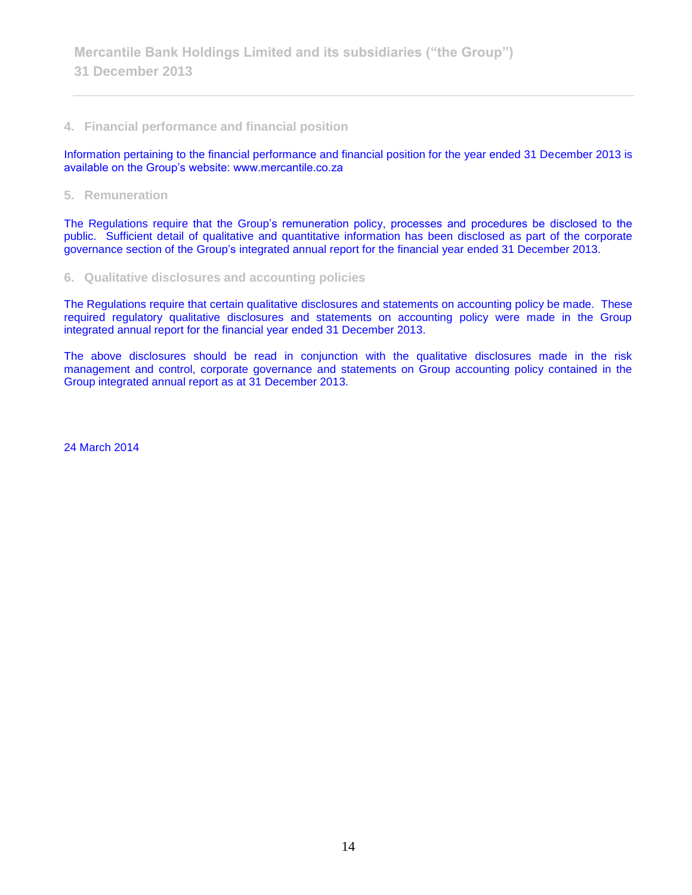## 4. Financial performance and financial position

Information pertaining to the financial performance and financial position for the year ended 31 December 2013 is available on the Group's website: www.mercantile.co.za

## 5. Remuneration

The Regulations require that the Group's remuneration policy, processes and procedures be disclosed to the public. Sufficient detail of qualitative and quantitative information has been disclosed as part of the corporate governance section of the Group's integrated annual report for the financial year ended 31 December 2013.

## 6. Qualitative disclosures and accounting policies

The Regulations require that certain qualitative disclosures and statements on accounting policy be made. These required regulatory qualitative disclosures and statements on accounting policy were made in the Group integrated annual report for the financial year ended 31 December 2013.

The above disclosures should be read in conjunction with the qualitative disclosures made in the risk management and control, corporate governance and statements on Group accounting policy contained in the Group integrated annual report as at 31 December 2013.

24 March 2014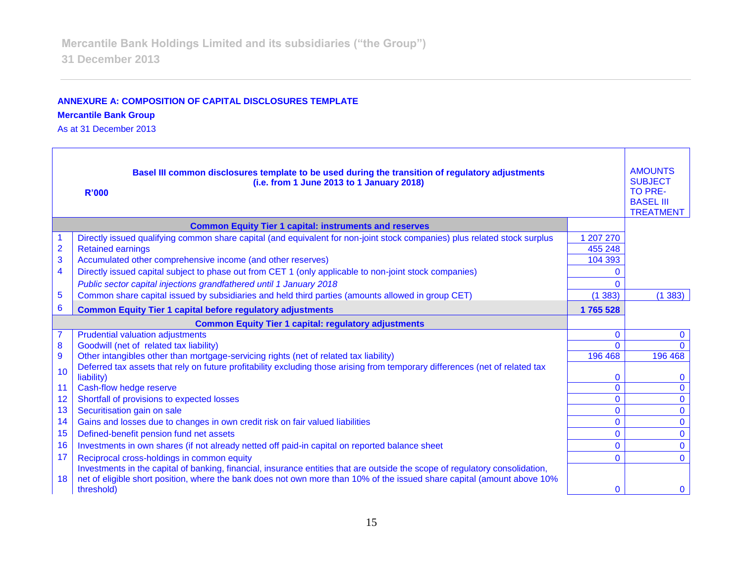## ANNEXURE A: COMPOSITION OF CAPITAL DISCLOSURES TEMPLATE

**Mercantile Bank Group**

As at 31 December 2013

| | **Basel III common disclosures template to be used during the transition of regulatory adjustments (i.e. from 1 June 2013 to 1 January 2018)** **R'000** | | **AMOUNTS SUBJECT TO PRE-BASEL III TREATMENT** |
|---|---|---|---|
| | **Common Equity Tier 1 capital: instruments and reserves** | | |
| 1 | Directly issued qualifying common share capital (and equivalent for non-joint stock companies) plus related stock surplus | 1 207 270 | |
| 2 | Retained earnings | 455 248 | |
| 3 | Accumulated other comprehensive income (and other reserves) | 104 393 | |
| 4 | Directly issued capital subject to phase out from CET 1 (only applicable to non-joint stock companies) | 0 | |
| | *Public sector capital injections grandfathered until 1 January 2018* | 0 | |
| 5 | Common share capital issued by subsidiaries and held third parties (amounts allowed in group CET) | (1 383) | (1 383) |
| 6 | **Common Equity Tier 1 capital before regulatory adjustments** | **1 765 528** | |
| | **Common Equity Tier 1 capital: regulatory adjustments** | | |
| 7 | Prudential valuation adjustments | 0 | 0 |
| 8 | Goodwill (net of related tax liability) | 0 | 0 |
| 9 | Other intangibles other than mortgage-servicing rights (net of related tax liability) | 196 468 | 196 468 |
| 10 | Deferred tax assets that rely on future profitability excluding those arising from temporary differences (net of related tax liability) | 0 | 0 |
| 11 | Cash-flow hedge reserve | 0 | 0 |
| 12 | Shortfall of provisions to expected losses | 0 | 0 |
| 13 | Securitisation gain on sale | 0 | 0 |
| 14 | Gains and losses due to changes in own credit risk on fair valued liabilities | 0 | 0 |
| 15 | Defined-benefit pension fund net assets | 0 | 0 |
| 16 | Investments in own shares (if not already netted off paid-in capital on reported balance sheet | 0 | 0 |
| 17 | Reciprocal cross-holdings in common equity | 0 | 0 |
| 18 | Investments in the capital of banking, financial, insurance entities that are outside the scope of regulatory consolidation, net of eligible short position, where the bank does not own more than 10% of the issued share capital (amount above 10% threshold) | 0 | 0 |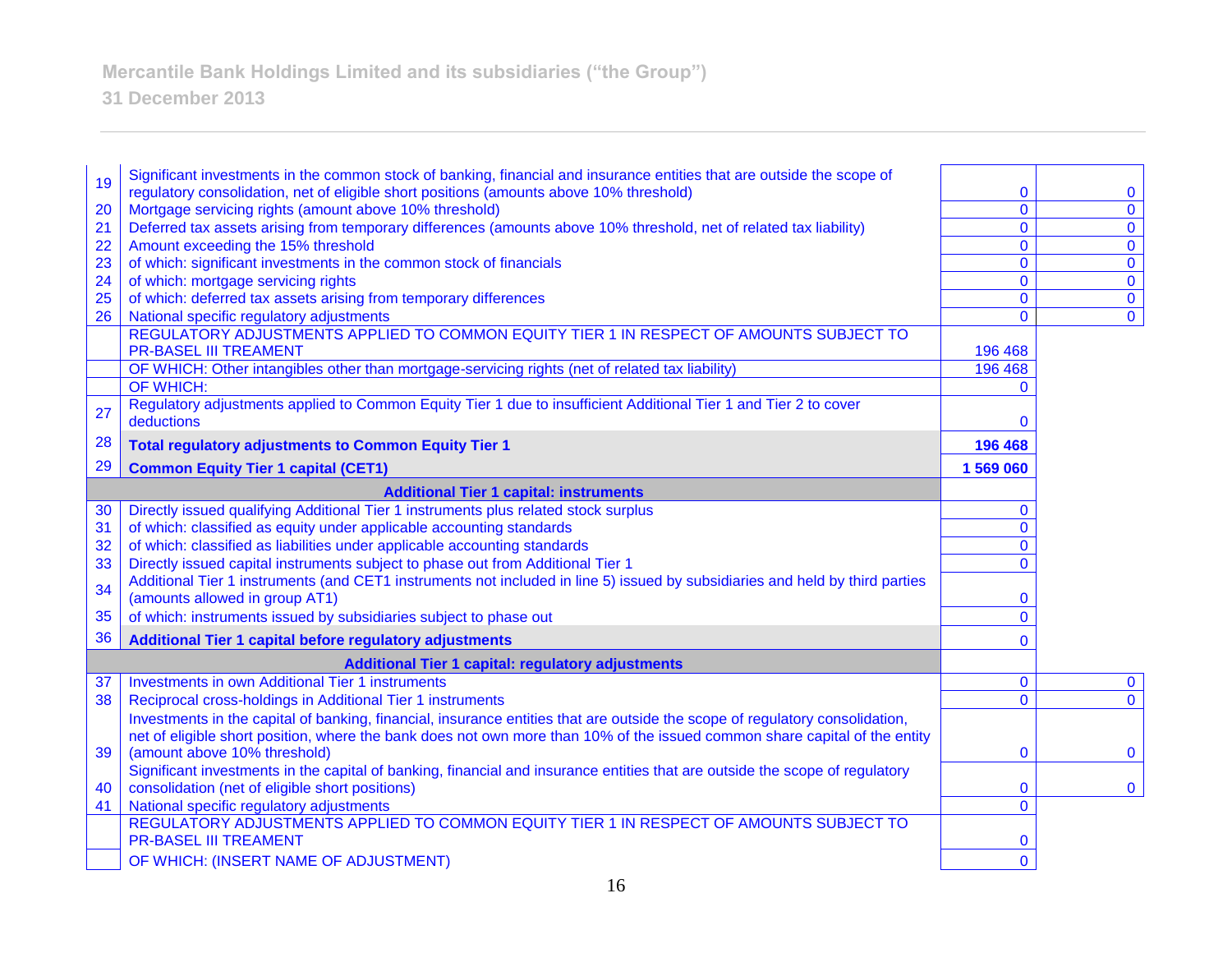| | | | |
|---|---|---|---|
| 19 | Significant investments in the common stock of banking, financial and insurance entities that are outside the scope of regulatory consolidation, net of eligible short positions (amounts above 10% threshold) | 0 | 0 |
| 20 | Mortgage servicing rights (amount above 10% threshold) | 0 | 0 |
| 21 | Deferred tax assets arising from temporary differences (amounts above 10% threshold, net of related tax liability) | 0 | 0 |
| 22 | Amount exceeding the 15% threshold | 0 | 0 |
| 23 | of which: significant investments in the common stock of financials | 0 | 0 |
| 24 | of which: mortgage servicing rights | 0 | 0 |
| 25 | of which: deferred tax assets arising from temporary differences | 0 | 0 |
| 26 | National specific regulatory adjustments | 0 | 0 |
| | REGULATORY ADJUSTMENTS APPLIED TO COMMON EQUITY TIER 1 IN RESPECT OF AMOUNTS SUBJECT TO PR-BASEL III TREAMENT | 196 468 | |
| | OF WHICH: Other intangibles other than mortgage-servicing rights (net of related tax liability) | 196 468 | |
| | OF WHICH: | 0 | |
| 27 | Regulatory adjustments applied to Common Equity Tier 1 due to insufficient Additional Tier 1 and Tier 2 to cover deductions | 0 | |
| 28 | **Total regulatory adjustments to Common Equity Tier 1** | **196 468** | |
| 29 | **Common Equity Tier 1 capital (CET1)** | **1 569 060** | |
| | **Additional Tier 1 capital: instruments** | | |
| 30 | Directly issued qualifying Additional Tier 1 instruments plus related stock surplus | 0 | |
| 31 | of which: classified as equity under applicable accounting standards | 0 | |
| 32 | of which: classified as liabilities under applicable accounting standards | 0 | |
| 33 | Directly issued capital instruments subject to phase out from Additional Tier 1 | 0 | |
| 34 | Additional Tier 1 instruments (and CET1 instruments not included in line 5) issued by subsidiaries and held by third parties (amounts allowed in group AT1) | 0 | |
| 35 | of which: instruments issued by subsidiaries subject to phase out | 0 | |
| 36 | **Additional Tier 1 capital before regulatory adjustments** | 0 | |
| | **Additional Tier 1 capital: regulatory adjustments** | | |
| 37 | Investments in own Additional Tier 1 instruments | 0 | 0 |
| 38 | Reciprocal cross-holdings in Additional Tier 1 instruments | 0 | 0 |
| 39 | Investments in the capital of banking, financial, insurance entities that are outside the scope of regulatory consolidation, net of eligible short position, where the bank does not own more than 10% of the issued common share capital of the entity (amount above 10% threshold) | 0 | 0 |
| 40 | Significant investments in the capital of banking, financial and insurance entities that are outside the scope of regulatory consolidation (net of eligible short positions) | 0 | 0 |
| 41 | National specific regulatory adjustments | 0 | |
| | REGULATORY ADJUSTMENTS APPLIED TO COMMON EQUITY TIER 1 IN RESPECT OF AMOUNTS SUBJECT TO PR-BASEL III TREAMENT | 0 | |
| | OF WHICH: (INSERT NAME OF ADJUSTMENT) | 0 | |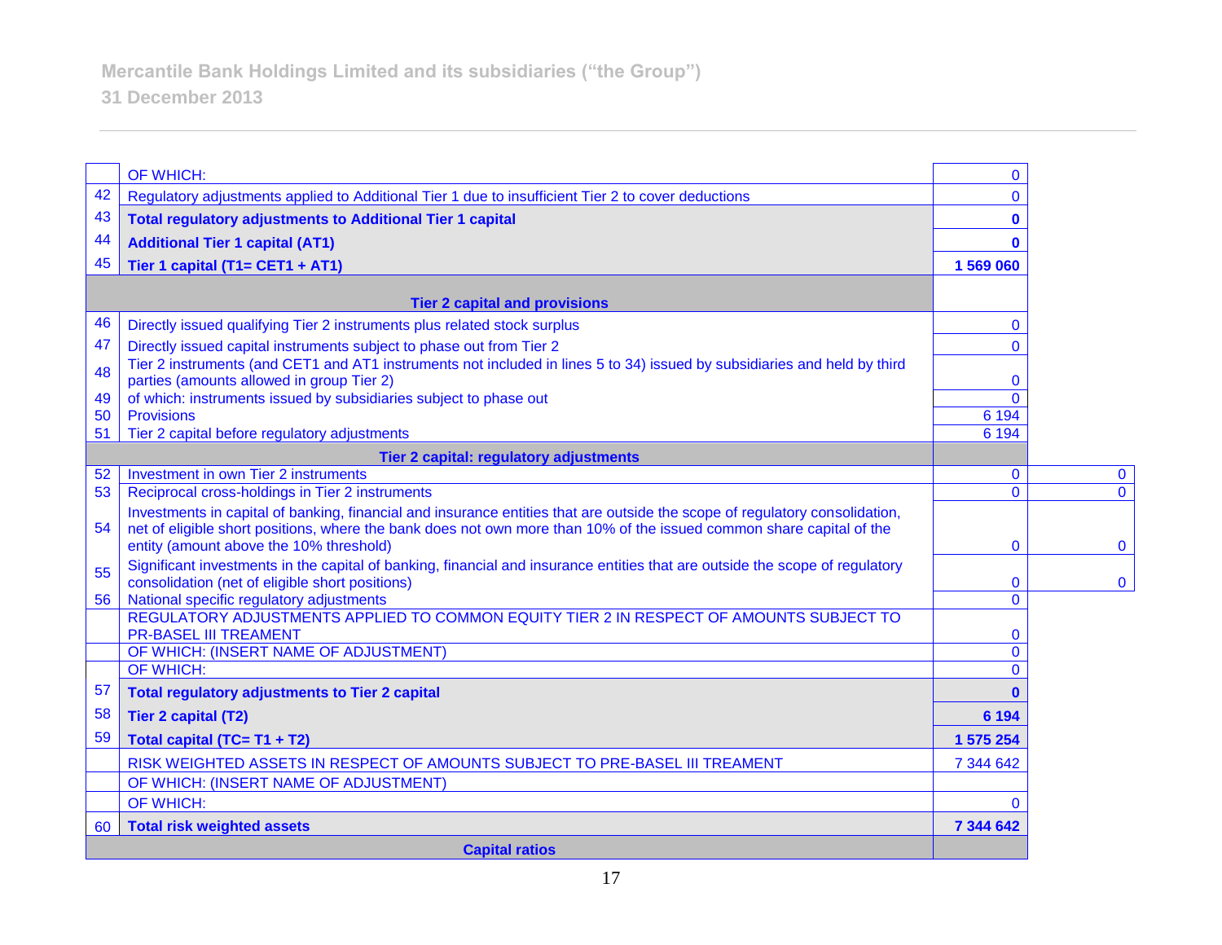| | | | |
|---|---|---|---|
| | OF WHICH: | 0 | |
| 42 | Regulatory adjustments applied to Additional Tier 1 due to insufficient Tier 2 to cover deductions | 0 | |
| 43 | **Total regulatory adjustments to Additional Tier 1 capital** | **0** | |
| 44 | **Additional Tier 1 capital (AT1)** | **0** | |
| 45 | **Tier 1 capital (T1= CET1 + AT1)** | **1 569 060** | |
| | **Tier 2 capital and provisions** | | |
| 46 | Directly issued qualifying Tier 2 instruments plus related stock surplus | 0 | |
| 47 | Directly issued capital instruments subject to phase out from Tier 2 | 0 | |
| 48 | Tier 2 instruments (and CET1 and AT1 instruments not included in lines 5 to 34) issued by subsidiaries and held by third parties (amounts allowed in group Tier 2) | 0 | |
| 49 | of which: instruments issued by subsidiaries subject to phase out | 0 | |
| 50 | Provisions | 6 194 | |
| 51 | Tier 2 capital before regulatory adjustments | 6 194 | |
| | **Tier 2 capital: regulatory adjustments** | | |
| 52 | Investment in own Tier 2 instruments | 0 | 0 |
| 53 | Reciprocal cross-holdings in Tier 2 instruments | 0 | 0 |
| 54 | Investments in capital of banking, financial and insurance entities that are outside the scope of regulatory consolidation, net of eligible short positions, where the bank does not own more than 10% of the issued common share capital of the entity (amount above the 10% threshold) | 0 | 0 |
| 55 | Significant investments in the capital of banking, financial and insurance entities that are outside the scope of regulatory consolidation (net of eligible short positions) | 0 | 0 |
| 56 | National specific regulatory adjustments | 0 | |
| | REGULATORY ADJUSTMENTS APPLIED TO COMMON EQUITY TIER 2 IN RESPECT OF AMOUNTS SUBJECT TO PR-BASEL III TREAMENT | 0 | |
| | OF WHICH: (INSERT NAME OF ADJUSTMENT) | 0 | |
| | OF WHICH: | 0 | |
| 57 | **Total regulatory adjustments to Tier 2 capital** | **0** | |
| 58 | **Tier 2 capital (T2)** | **6 194** | |
| 59 | **Total capital (TC= T1 + T2)** | **1 575 254** | |
| | RISK WEIGHTED ASSETS IN RESPECT OF AMOUNTS SUBJECT TO PRE-BASEL III TREAMENT | 7 344 642 | |
| | OF WHICH: (INSERT NAME OF ADJUSTMENT) | | |
| | OF WHICH: | 0 | |
| 60 | **Total risk weighted assets** | **7 344 642** | |
| | **Capital ratios** | | |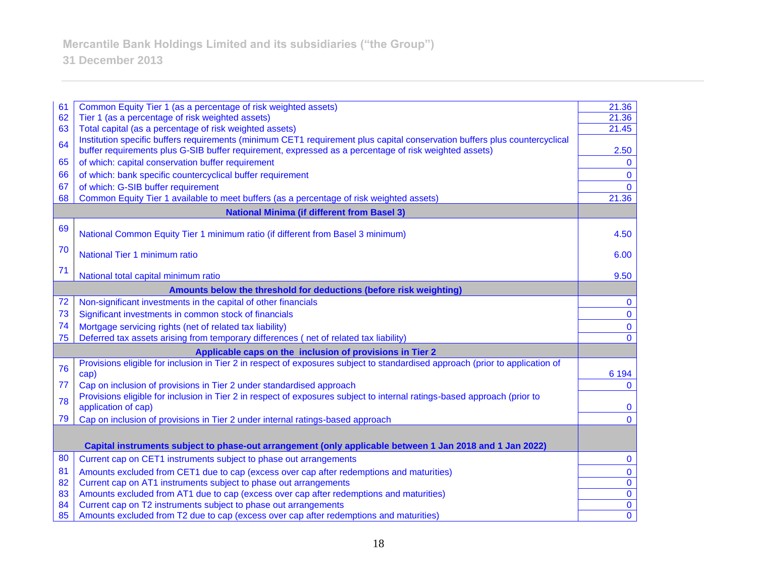| | | |
|---|---|---|
| 61 | Common Equity Tier 1 (as a percentage of risk weighted assets) | 21.36 |
| 62 | Tier 1 (as a percentage of risk weighted assets) | 21.36 |
| 63 | Total capital (as a percentage of risk weighted assets) | 21.45 |
| 64 | Institution specific buffers requirements (minimum CET1 requirement plus capital conservation buffers plus countercyclical buffer requirements plus G-SIB buffer requirement, expressed as a percentage of risk weighted assets) | 2.50 |
| 65 | of which: capital conservation buffer requirement | 0 |
| 66 | of which: bank specific countercyclical buffer requirement | 0 |
| 67 | of which: G-SIB buffer requirement | 0 |
| 68 | Common Equity Tier 1 available to meet buffers (as a percentage of risk weighted assets) | 21.36 |
| | **National Minima (if different from Basel 3)** | |
| 69 | National Common Equity Tier 1 minimum ratio (if different from Basel 3 minimum) | 4.50 |
| 70 | National Tier 1 minimum ratio | 6.00 |
| 71 | National total capital minimum ratio | 9.50 |
| | **Amounts below the threshold for deductions (before risk weighting)** | |
| 72 | Non-significant investments in the capital of other financials | 0 |
| 73 | Significant investments in common stock of financials | 0 |
| 74 | Mortgage servicing rights (net of related tax liability) | 0 |
| 75 | Deferred tax assets arising from temporary differences ( net of related tax liability) | 0 |
| | **Applicable caps on the inclusion of provisions in Tier 2** | |
| 76 | Provisions eligible for inclusion in Tier 2 in respect of exposures subject to standardised approach (prior to application of cap) | 6 194 |
| 77 | Cap on inclusion of provisions in Tier 2 under standardised approach | 0 |
| 78 | Provisions eligible for inclusion in Tier 2 in respect of exposures subject to internal ratings-based approach (prior to application of cap) | 0 |
| 79 | Cap on inclusion of provisions in Tier 2 under internal ratings-based approach | 0 |
| | **Capital instruments subject to phase-out arrangement (only applicable between 1 Jan 2018 and 1 Jan 2022)** | |
| 80 | Current cap on CET1 instruments subject to phase out arrangements | 0 |
| 81 | Amounts excluded from CET1 due to cap (excess over cap after redemptions and maturities) | 0 |
| 82 | Current cap on AT1 instruments subject to phase out arrangements | 0 |
| 83 | Amounts excluded from AT1 due to cap (excess over cap after redemptions and maturities) | 0 |
| 84 | Current cap on T2 instruments subject to phase out arrangements | 0 |
| 85 | Amounts excluded from T2 due to cap (excess over cap after redemptions and maturities) | 0 |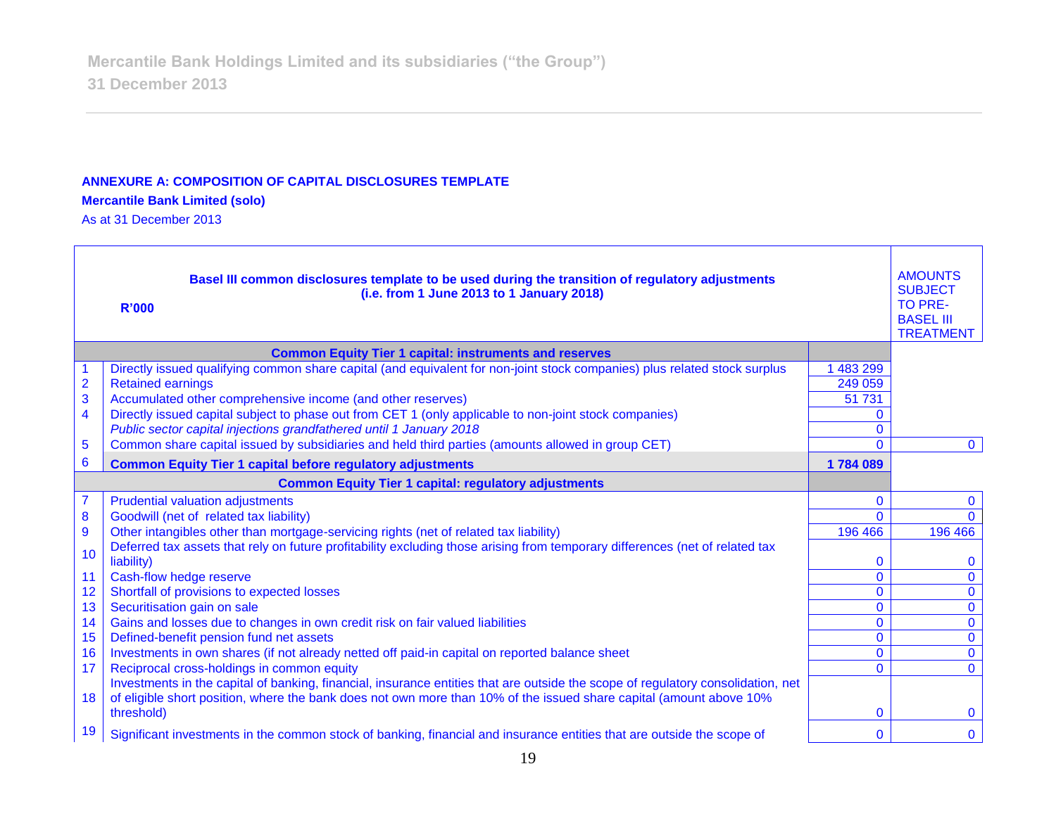## ANNEXURE A: COMPOSITION OF CAPITAL DISCLOSURES TEMPLATE

**Mercantile Bank Limited (solo)**

As at 31 December 2013

| | **Basel III common disclosures template to be used during the transition of regulatory adjustments (i.e. from 1 June 2013 to 1 January 2018)** **R'000** | | AMOUNTS SUBJECT TO PRE-BASEL III TREATMENT |
|---|---|---|---|
| | **Common Equity Tier 1 capital: instruments and reserves** | | |
| 1 | Directly issued qualifying common share capital (and equivalent for non-joint stock companies) plus related stock surplus | 1 483 299 | |
| 2 | Retained earnings | 249 059 | |
| 3 | Accumulated other comprehensive income (and other reserves) | 51 731 | |
| 4 | Directly issued capital subject to phase out from CET 1 (only applicable to non-joint stock companies) | 0 | |
| | *Public sector capital injections grandfathered until 1 January 2018* | 0 | |
| 5 | Common share capital issued by subsidiaries and held third parties (amounts allowed in group CET) | 0 | 0 |
| 6 | **Common Equity Tier 1 capital before regulatory adjustments** | **1 784 089** | |
| | **Common Equity Tier 1 capital: regulatory adjustments** | | |
| 7 | Prudential valuation adjustments | 0 | 0 |
| 8 | Goodwill (net of related tax liability) | 0 | 0 |
| 9 | Other intangibles other than mortgage-servicing rights (net of related tax liability) | 196 466 | 196 466 |
| 10 | Deferred tax assets that rely on future profitability excluding those arising from temporary differences (net of related tax liability) | 0 | 0 |
| 11 | Cash-flow hedge reserve | 0 | 0 |
| 12 | Shortfall of provisions to expected losses | 0 | 0 |
| 13 | Securitisation gain on sale | 0 | 0 |
| 14 | Gains and losses due to changes in own credit risk on fair valued liabilities | 0 | 0 |
| 15 | Defined-benefit pension fund net assets | 0 | 0 |
| 16 | Investments in own shares (if not already netted off paid-in capital on reported balance sheet | 0 | 0 |
| 17 | Reciprocal cross-holdings in common equity | 0 | 0 |
| 18 | Investments in the capital of banking, financial, insurance entities that are outside the scope of regulatory consolidation, net of eligible short position, where the bank does not own more than 10% of the issued share capital (amount above 10% threshold) | 0 | 0 |
| 19 | Significant investments in the common stock of banking, financial and insurance entities that are outside the scope of | 0 | 0 |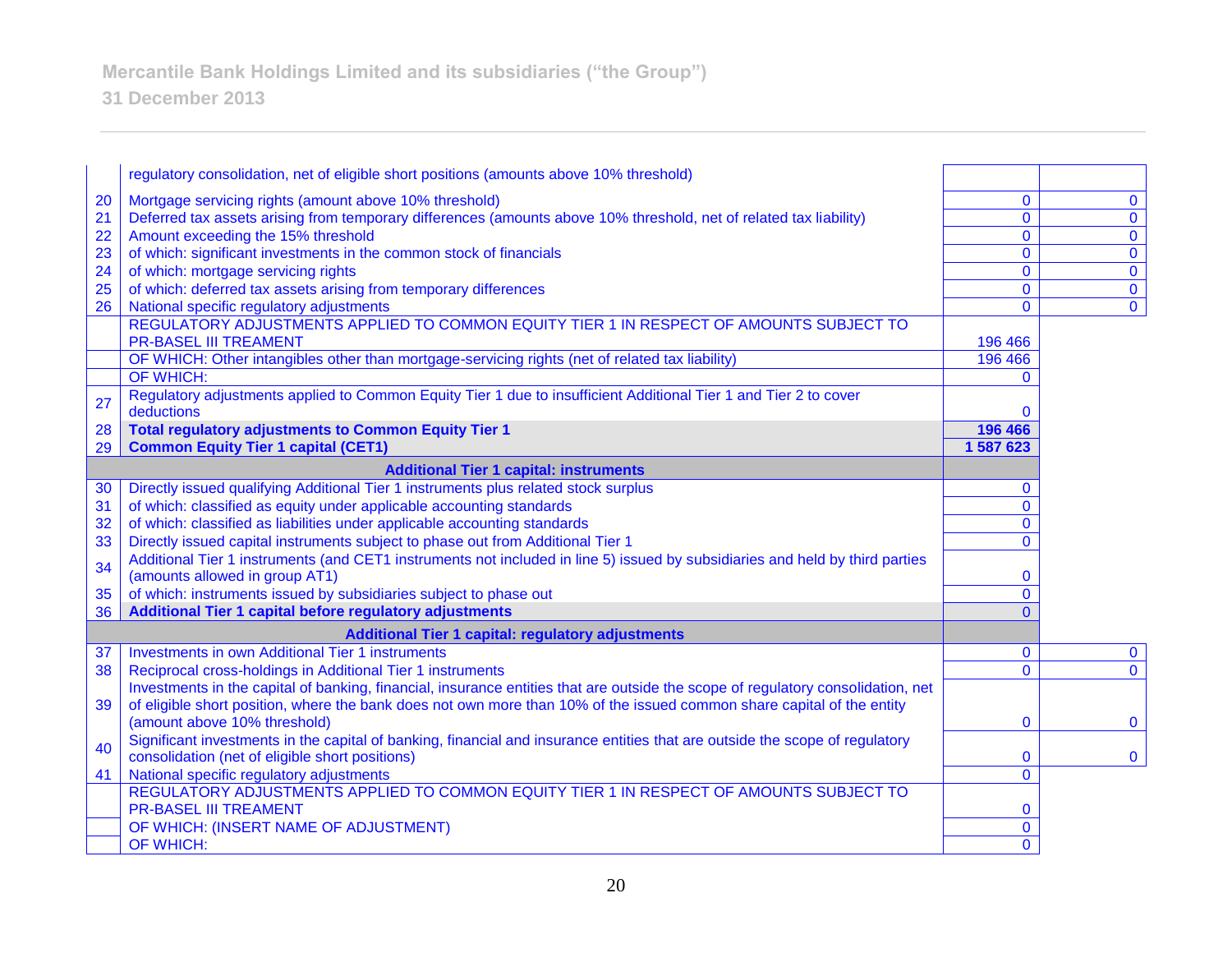| | | | |
|---|---|---|---|
| | regulatory consolidation, net of eligible short positions (amounts above 10% threshold) | | |
| 20 | Mortgage servicing rights (amount above 10% threshold) | 0 | 0 |
| 21 | Deferred tax assets arising from temporary differences (amounts above 10% threshold, net of related tax liability) | 0 | 0 |
| 22 | Amount exceeding the 15% threshold | 0 | 0 |
| 23 | of which: significant investments in the common stock of financials | 0 | 0 |
| 24 | of which: mortgage servicing rights | 0 | 0 |
| 25 | of which: deferred tax assets arising from temporary differences | 0 | 0 |
| 26 | National specific regulatory adjustments | 0 | 0 |
| | REGULATORY ADJUSTMENTS APPLIED TO COMMON EQUITY TIER 1 IN RESPECT OF AMOUNTS SUBJECT TO PR-BASEL III TREAMENT | 196 466 | |
| | OF WHICH: Other intangibles other than mortgage-servicing rights (net of related tax liability) | 196 466 | |
| | OF WHICH: | 0 | |
| 27 | Regulatory adjustments applied to Common Equity Tier 1 due to insufficient Additional Tier 1 and Tier 2 to cover deductions | 0 | |
| 28 | **Total regulatory adjustments to Common Equity Tier 1** | **196 466** | |
| 29 | **Common Equity Tier 1 capital (CET1)** | **1 587 623** | |
| | **Additional Tier 1 capital: instruments** | | |
| 30 | Directly issued qualifying Additional Tier 1 instruments plus related stock surplus | 0 | |
| 31 | of which: classified as equity under applicable accounting standards | 0 | |
| 32 | of which: classified as liabilities under applicable accounting standards | 0 | |
| 33 | Directly issued capital instruments subject to phase out from Additional Tier 1 | 0 | |
| 34 | Additional Tier 1 instruments (and CET1 instruments not included in line 5) issued by subsidiaries and held by third parties (amounts allowed in group AT1) | 0 | |
| 35 | of which: instruments issued by subsidiaries subject to phase out | 0 | |
| 36 | **Additional Tier 1 capital before regulatory adjustments** | 0 | |
| | **Additional Tier 1 capital: regulatory adjustments** | | |
| 37 | Investments in own Additional Tier 1 instruments | 0 | 0 |
| 38 | Reciprocal cross-holdings in Additional Tier 1 instruments | 0 | 0 |
| 39 | Investments in the capital of banking, financial, insurance entities that are outside the scope of regulatory consolidation, net of eligible short position, where the bank does not own more than 10% of the issued common share capital of the entity (amount above 10% threshold) | 0 | 0 |
| 40 | Significant investments in the capital of banking, financial and insurance entities that are outside the scope of regulatory consolidation (net of eligible short positions) | 0 | 0 |
| 41 | National specific regulatory adjustments | 0 | |
| | REGULATORY ADJUSTMENTS APPLIED TO COMMON EQUITY TIER 1 IN RESPECT OF AMOUNTS SUBJECT TO PR-BASEL III TREAMENT | 0 | |
| | OF WHICH: (INSERT NAME OF ADJUSTMENT) | 0 | |
| | OF WHICH: | 0 | |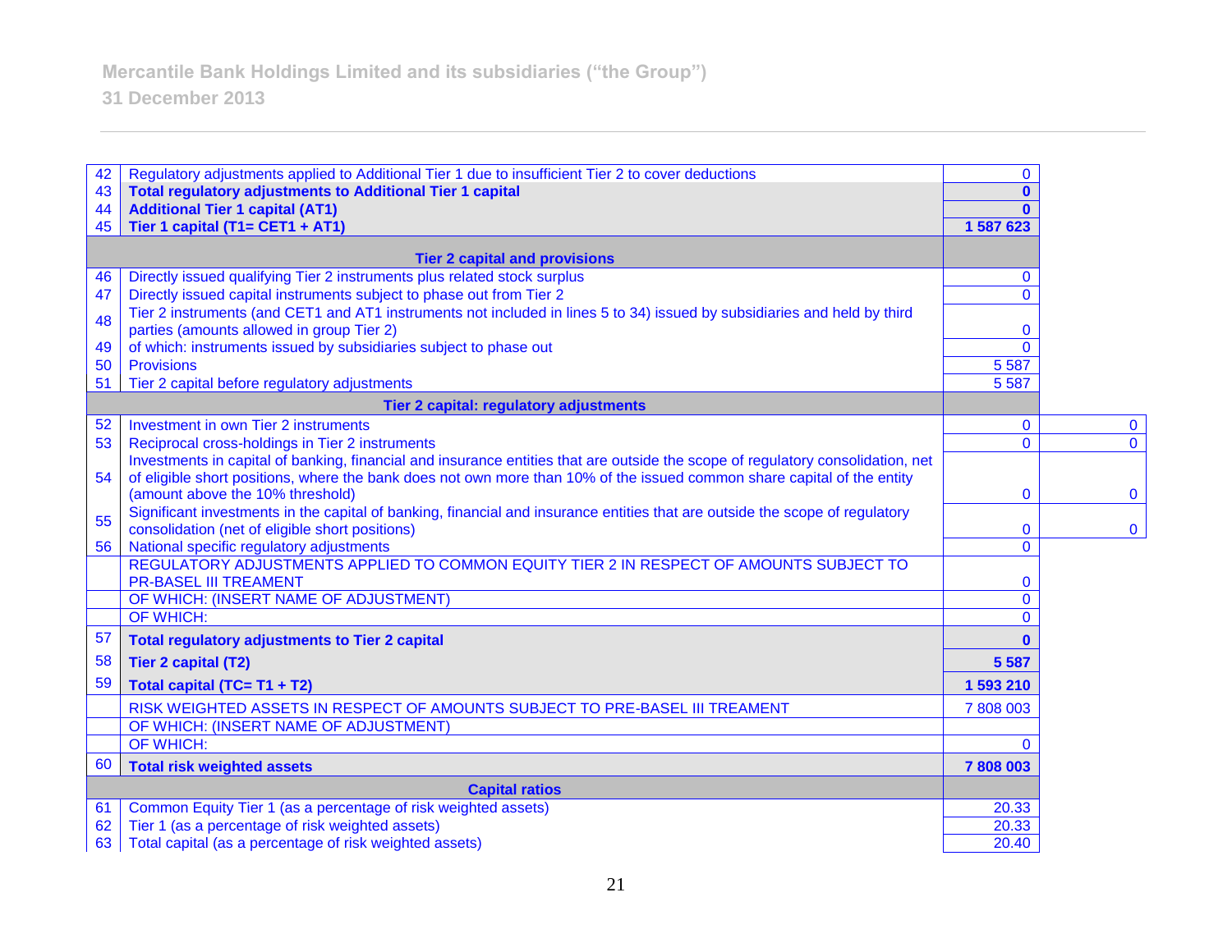Mercantile Bank Holdings Limited and its subsidiaries (“the Group”)
31 December 2013

| | | | |
|---|---|---|---|
| 42 | Regulatory adjustments applied to Additional Tier 1 due to insufficient Tier 2 to cover deductions | 0 | |
| 43 | **Total regulatory adjustments to Additional Tier 1 capital** | **0** | |
| 44 | **Additional Tier 1 capital (AT1)** | **0** | |
| 45 | **Tier 1 capital (T1= CET1 + AT1)** | **1 587 623** | |
| | **Tier 2 capital and provisions** | | |
| 46 | Directly issued qualifying Tier 2 instruments plus related stock surplus | 0 | |
| 47 | Directly issued capital instruments subject to phase out from Tier 2 | 0 | |
| 48 | Tier 2 instruments (and CET1 and AT1 instruments not included in lines 5 to 34) issued by subsidiaries and held by third parties (amounts allowed in group Tier 2) | 0 | |
| 49 | of which: instruments issued by subsidiaries subject to phase out | 0 | |
| 50 | Provisions | 5 587 | |
| 51 | Tier 2 capital before regulatory adjustments | 5 587 | |
| | **Tier 2 capital: regulatory adjustments** | | |
| 52 | Investment in own Tier 2 instruments | 0 | 0 |
| 53 | Reciprocal cross-holdings in Tier 2 instruments | 0 | 0 |
| 54 | Investments in capital of banking, financial and insurance entities that are outside the scope of regulatory consolidation, net of eligible short positions, where the bank does not own more than 10% of the issued common share capital of the entity (amount above the 10% threshold) | 0 | 0 |
| 55 | Significant investments in the capital of banking, financial and insurance entities that are outside the scope of regulatory consolidation (net of eligible short positions) | 0 | 0 |
| 56 | National specific regulatory adjustments | 0 | |
| | REGULATORY ADJUSTMENTS APPLIED TO COMMON EQUITY TIER 2 IN RESPECT OF AMOUNTS SUBJECT TO PR-BASEL III TREAMENT | 0 | |
| | OF WHICH: (INSERT NAME OF ADJUSTMENT) | 0 | |
| | OF WHICH: | 0 | |
| 57 | **Total regulatory adjustments to Tier 2 capital** | **0** | |
| 58 | **Tier 2 capital (T2)** | **5 587** | |
| 59 | **Total capital (TC= T1 + T2)** | **1 593 210** | |
| | RISK WEIGHTED ASSETS IN RESPECT OF AMOUNTS SUBJECT TO PRE-BASEL III TREAMENT | 7 808 003 | |
| | OF WHICH: (INSERT NAME OF ADJUSTMENT) | | |
| | OF WHICH: | 0 | |
| 60 | **Total risk weighted assets** | **7 808 003** | |
| | **Capital ratios** | | |
| 61 | Common Equity Tier 1 (as a percentage of risk weighted assets) | 20.33 | |
| 62 | Tier 1 (as a percentage of risk weighted assets) | 20.33 | |
| 63 | Total capital (as a percentage of risk weighted assets) | 20.40 | |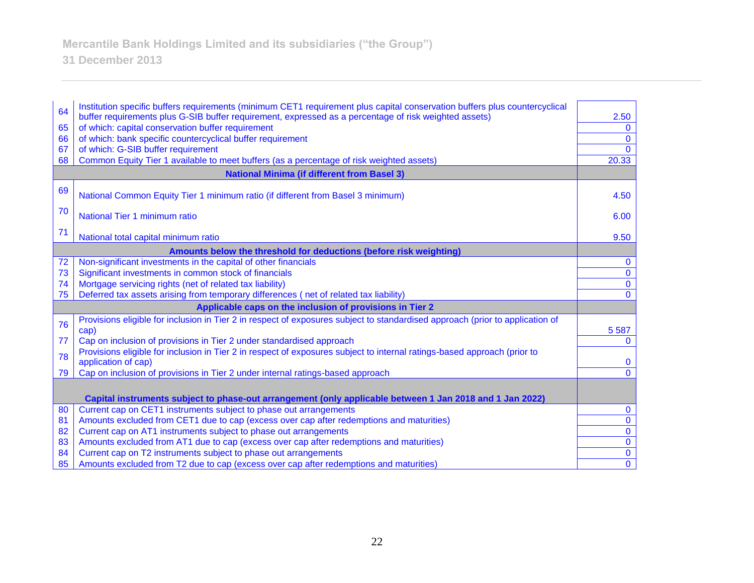| | | |
|---|---|---|
| 64 | Institution specific buffers requirements (minimum CET1 requirement plus capital conservation buffers plus countercyclical buffer requirements plus G-SIB buffer requirement, expressed as a percentage of risk weighted assets) | 2.50 |
| 65 | of which: capital conservation buffer requirement | 0 |
| 66 | of which: bank specific countercyclical buffer requirement | 0 |
| 67 | of which: G-SIB buffer requirement | 0 |
| 68 | Common Equity Tier 1 available to meet buffers (as a percentage of risk weighted assets) | 20.33 |
| | **National Minima (if different from Basel 3)** | |
| 69 | National Common Equity Tier 1 minimum ratio (if different from Basel 3 minimum) | 4.50 |
| 70 | National Tier 1 minimum ratio | 6.00 |
| 71 | National total capital minimum ratio | 9.50 |
| | **Amounts below the threshold for deductions (before risk weighting)** | |
| 72 | Non-significant investments in the capital of other financials | 0 |
| 73 | Significant investments in common stock of financials | 0 |
| 74 | Mortgage servicing rights (net of related tax liability) | 0 |
| 75 | Deferred tax assets arising from temporary differences ( net of related tax liability) | 0 |
| | **Applicable caps on the inclusion of provisions in Tier 2** | |
| 76 | Provisions eligible for inclusion in Tier 2 in respect of exposures subject to standardised approach (prior to application of cap) | 5 587 |
| 77 | Cap on inclusion of provisions in Tier 2 under standardised approach | 0 |
| 78 | Provisions eligible for inclusion in Tier 2 in respect of exposures subject to internal ratings-based approach (prior to application of cap) | 0 |
| 79 | Cap on inclusion of provisions in Tier 2 under internal ratings-based approach | 0 |
| | **Capital instruments subject to phase-out arrangement (only applicable between 1 Jan 2018 and 1 Jan 2022)** | |
| 80 | Current cap on CET1 instruments subject to phase out arrangements | 0 |
| 81 | Amounts excluded from CET1 due to cap (excess over cap after redemptions and maturities) | 0 |
| 82 | Current cap on AT1 instruments subject to phase out arrangements | 0 |
| 83 | Amounts excluded from AT1 due to cap (excess over cap after redemptions and maturities) | 0 |
| 84 | Current cap on T2 instruments subject to phase out arrangements | 0 |
| 85 | Amounts excluded from T2 due to cap (excess over cap after redemptions and maturities) | 0 |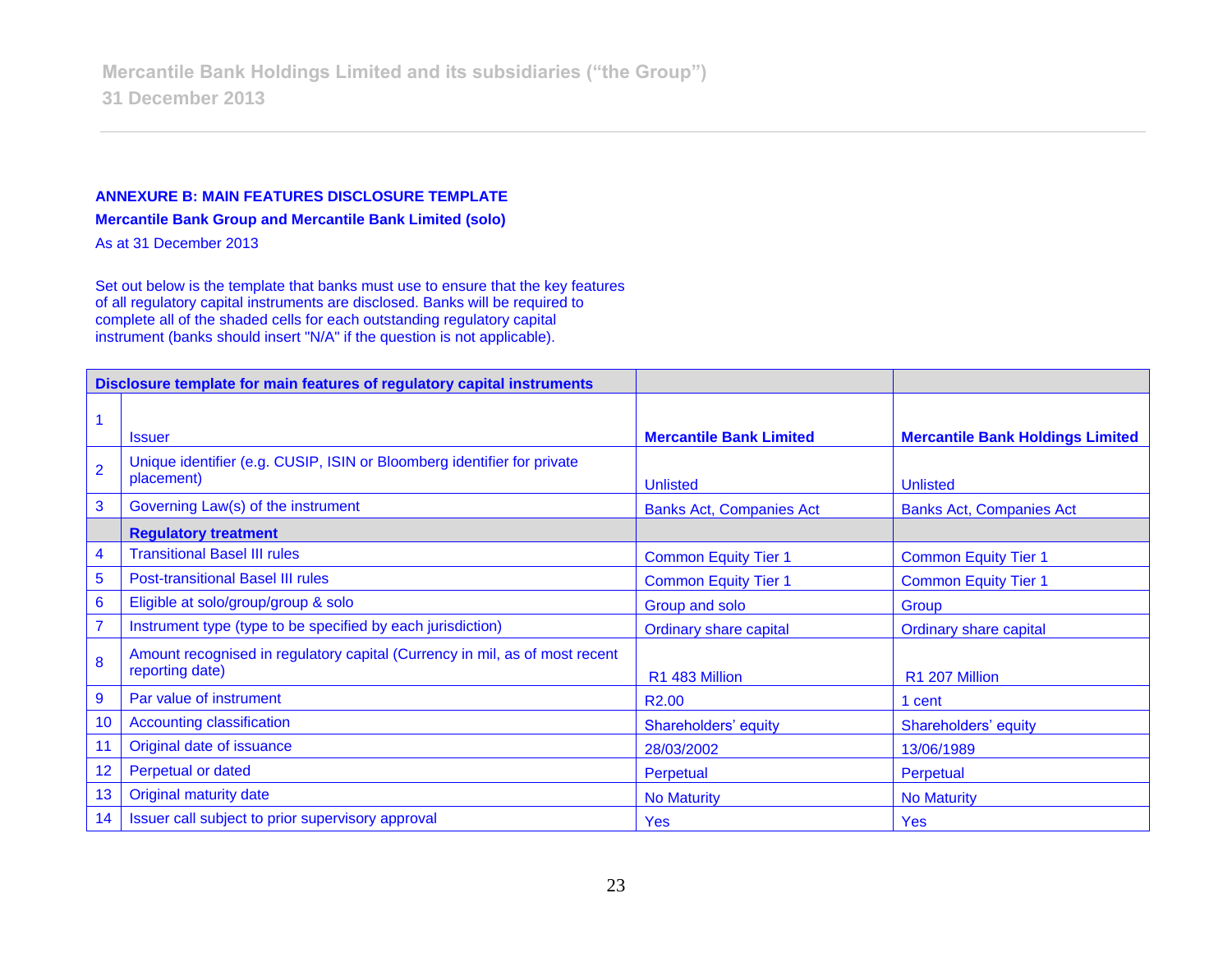**ANNEXURE B: MAIN FEATURES DISCLOSURE TEMPLATE**

**Mercantile Bank Group and Mercantile Bank Limited (solo)**

As at 31 December 2013

Set out below is the template that banks must use to ensure that the key features of all regulatory capital instruments are disclosed. Banks will be required to complete all of the shaded cells for each outstanding regulatory capital instrument (banks should insert "N/A" if the question is not applicable).

| | **Disclosure template for main features of regulatory capital instruments** | | |
|---|---|---|---|
| 1 | Issuer | **Mercantile Bank Limited** | **Mercantile Bank Holdings Limited** |
| 2 | Unique identifier (e.g. CUSIP, ISIN or Bloomberg identifier for private placement) | Unlisted | Unlisted |
| 3 | Governing Law(s) of the instrument | Banks Act, Companies Act | Banks Act, Companies Act |
| | **Regulatory treatment** | | |
| 4 | Transitional Basel III rules | Common Equity Tier 1 | Common Equity Tier 1 |
| 5 | Post-transitional Basel III rules | Common Equity Tier 1 | Common Equity Tier 1 |
| 6 | Eligible at solo/group/group & solo | Group and solo | Group |
| 7 | Instrument type (type to be specified by each jurisdiction) | Ordinary share capital | Ordinary share capital |
| 8 | Amount recognised in regulatory capital (Currency in mil, as of most recent reporting date) | R1 483 Million | R1 207 Million |
| 9 | Par value of instrument | R2.00 | 1 cent |
| 10 | Accounting classification | Shareholders' equity | Shareholders' equity |
| 11 | Original date of issuance | 28/03/2002 | 13/06/1989 |
| 12 | Perpetual or dated | Perpetual | Perpetual |
| 13 | Original maturity date | No Maturity | No Maturity |
| 14 | Issuer call subject to prior supervisory approval | Yes | Yes |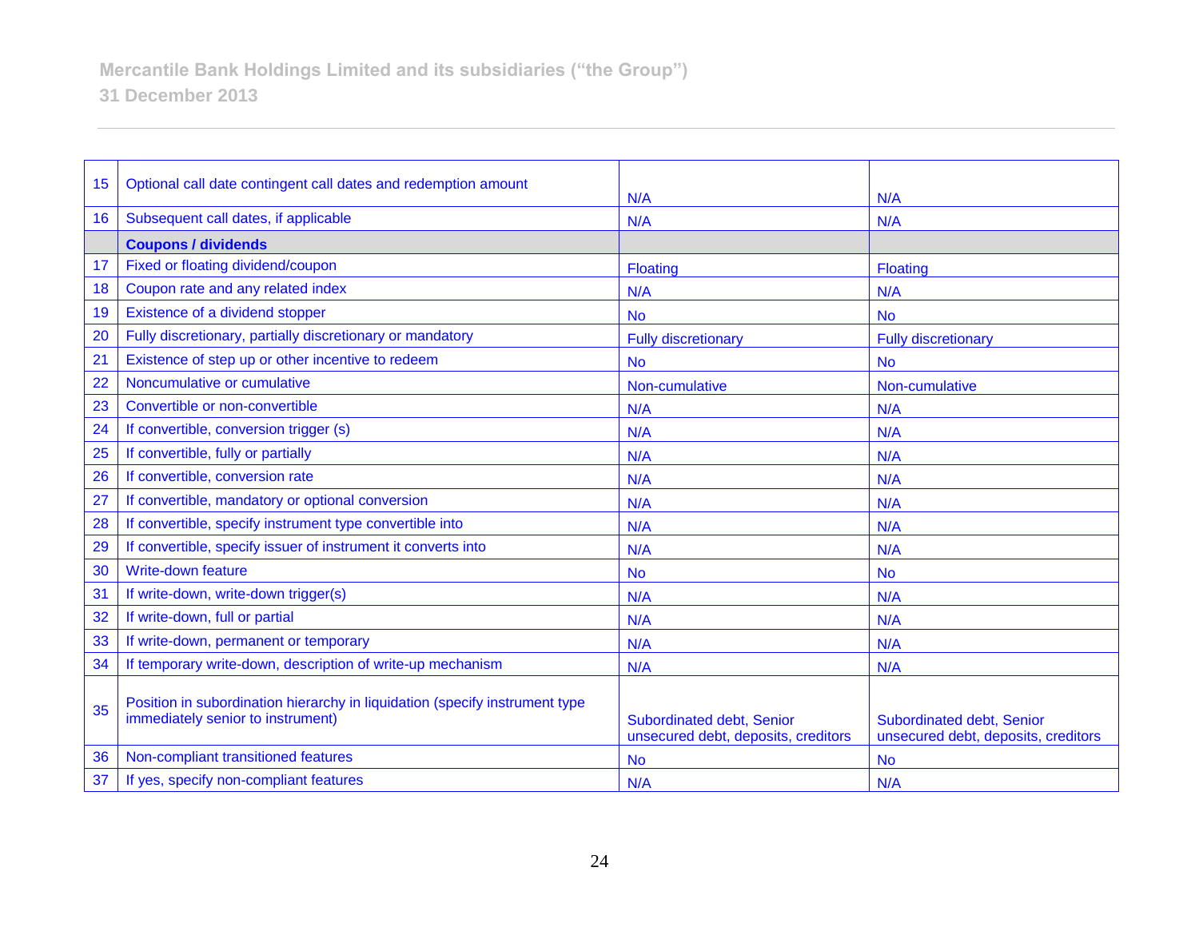| | | | |
|---|---|---|---|
| 15 | Optional call date contingent call dates and redemption amount | N/A | N/A |
| 16 | Subsequent call dates, if applicable | N/A | N/A |
| | **Coupons / dividends** | | |
| 17 | Fixed or floating dividend/coupon | Floating | Floating |
| 18 | Coupon rate and any related index | N/A | N/A |
| 19 | Existence of a dividend stopper | No | No |
| 20 | Fully discretionary, partially discretionary or mandatory | Fully discretionary | Fully discretionary |
| 21 | Existence of step up or other incentive to redeem | No | No |
| 22 | Noncumulative or cumulative | Non-cumulative | Non-cumulative |
| 23 | Convertible or non-convertible | N/A | N/A |
| 24 | If convertible, conversion trigger (s) | N/A | N/A |
| 25 | If convertible, fully or partially | N/A | N/A |
| 26 | If convertible, conversion rate | N/A | N/A |
| 27 | If convertible, mandatory or optional conversion | N/A | N/A |
| 28 | If convertible, specify instrument type convertible into | N/A | N/A |
| 29 | If convertible, specify issuer of instrument it converts into | N/A | N/A |
| 30 | Write-down feature | No | No |
| 31 | If write-down, write-down trigger(s) | N/A | N/A |
| 32 | If write-down, full or partial | N/A | N/A |
| 33 | If write-down, permanent or temporary | N/A | N/A |
| 34 | If temporary write-down, description of write-up mechanism | N/A | N/A |
| 35 | Position in subordination hierarchy in liquidation (specify instrument type immediately senior to instrument) | Subordinated debt, Senior unsecured debt, deposits, creditors | Subordinated debt, Senior unsecured debt, deposits, creditors |
| 36 | Non-compliant transitioned features | No | No |
| 37 | If yes, specify non-compliant features | N/A | N/A |